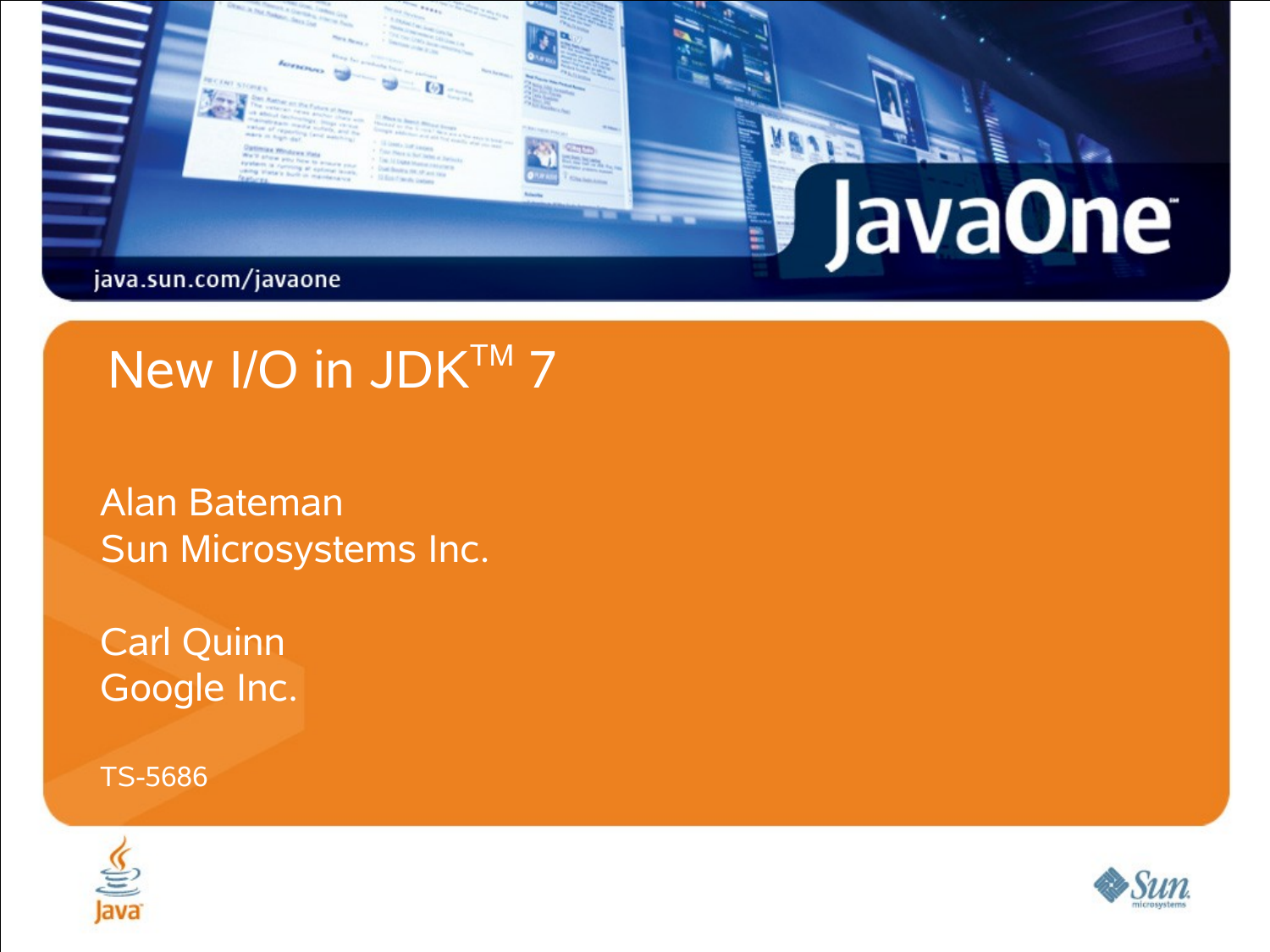java.sun.com/javaone

JavaOne

# New I/O in JDK$^{TM}$ 7

Alan Bateman
Sun Microsystems Inc.

Carl Quinn
Google Inc.

TS-5686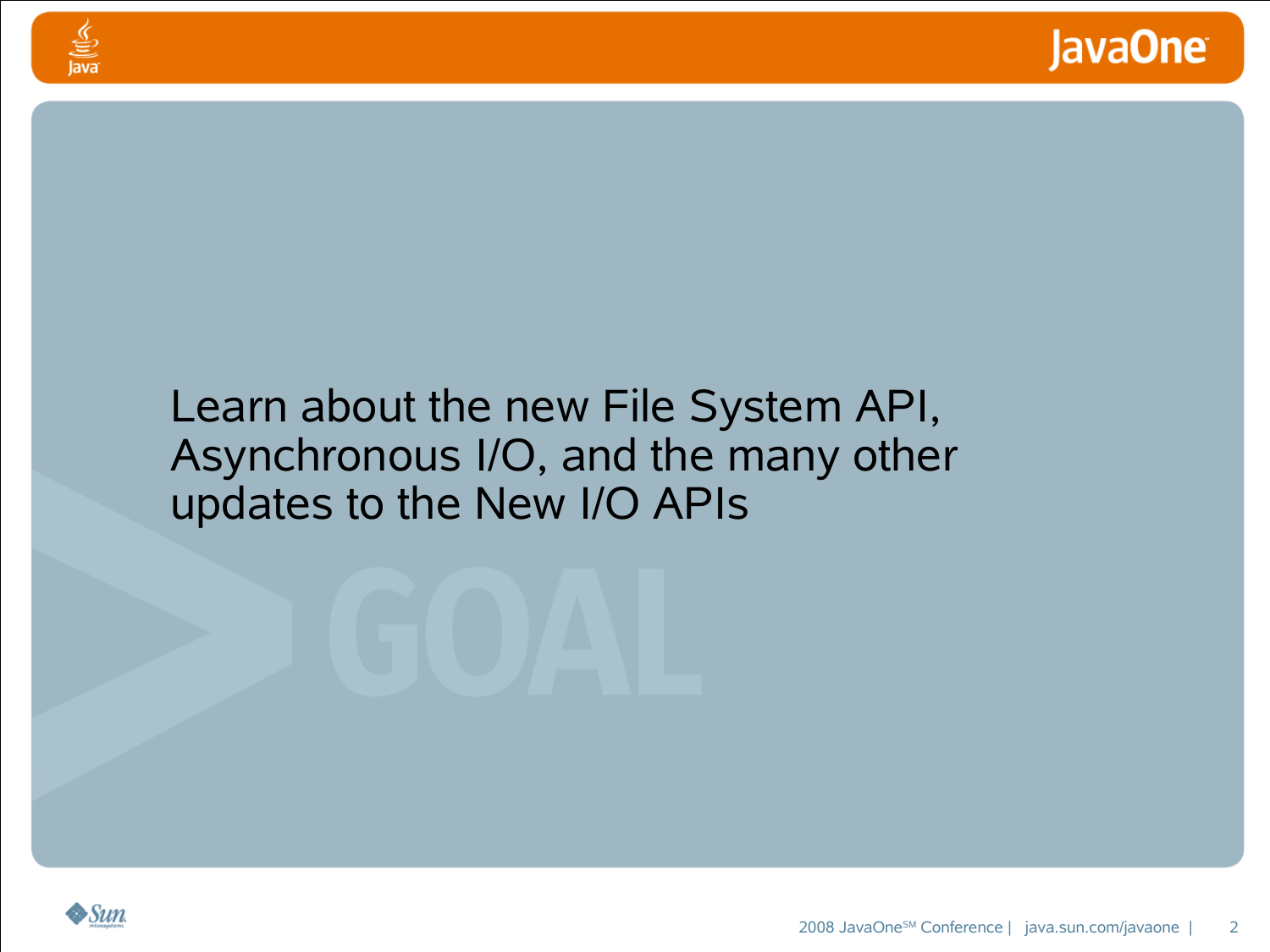Learn about the new File System API, Asynchronous I/O, and the many other updates to the New I/O APIs

GOAL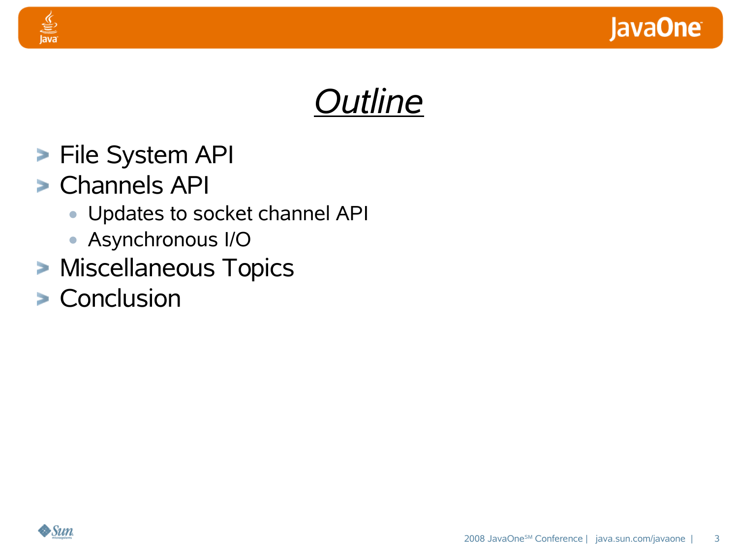# *Outline*

- File System API
- Channels API
  - Updates to socket channel API
  - Asynchronous I/O
- Miscellaneous Topics
- Conclusion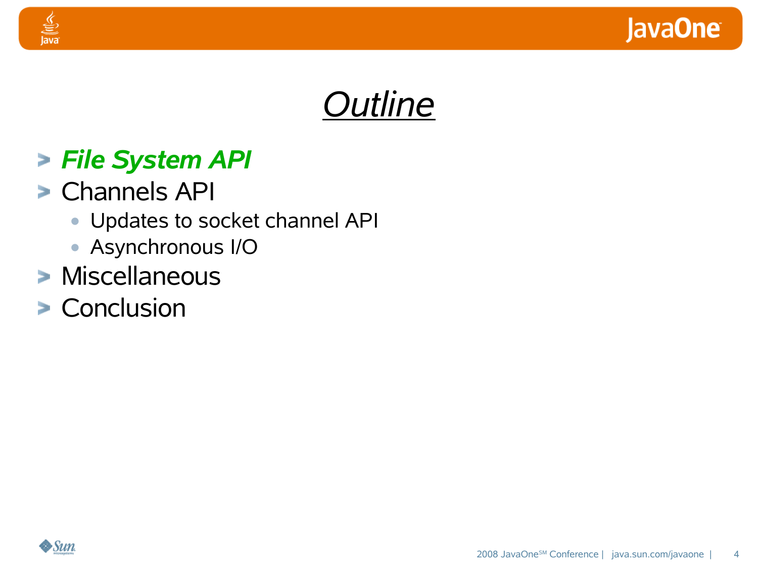# *Outline*

- ***File System API***
- Channels API
  - Updates to socket channel API
  - Asynchronous I/O
- Miscellaneous
- Conclusion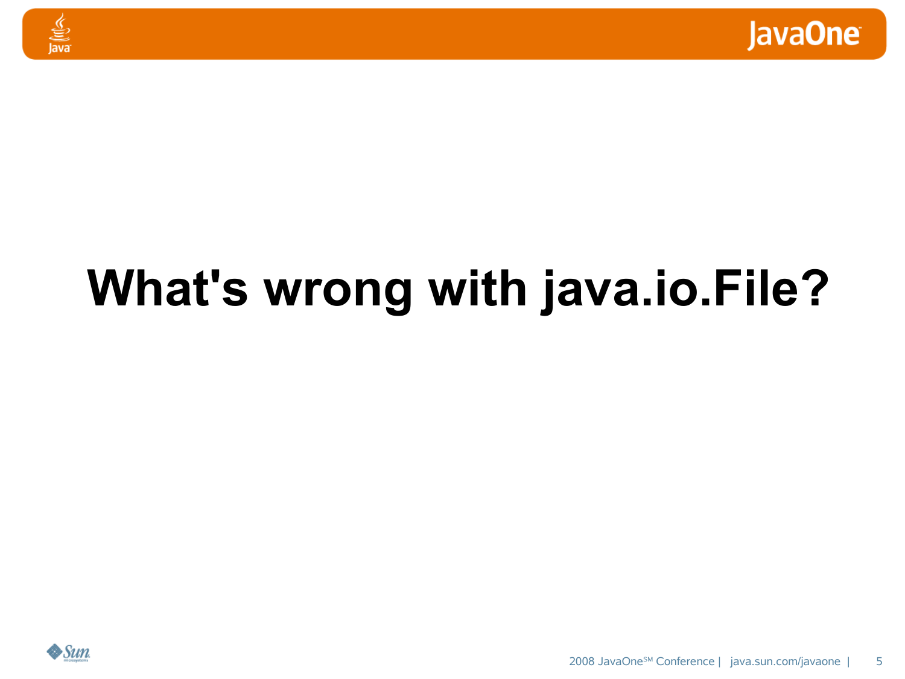# What's wrong with java.io.File?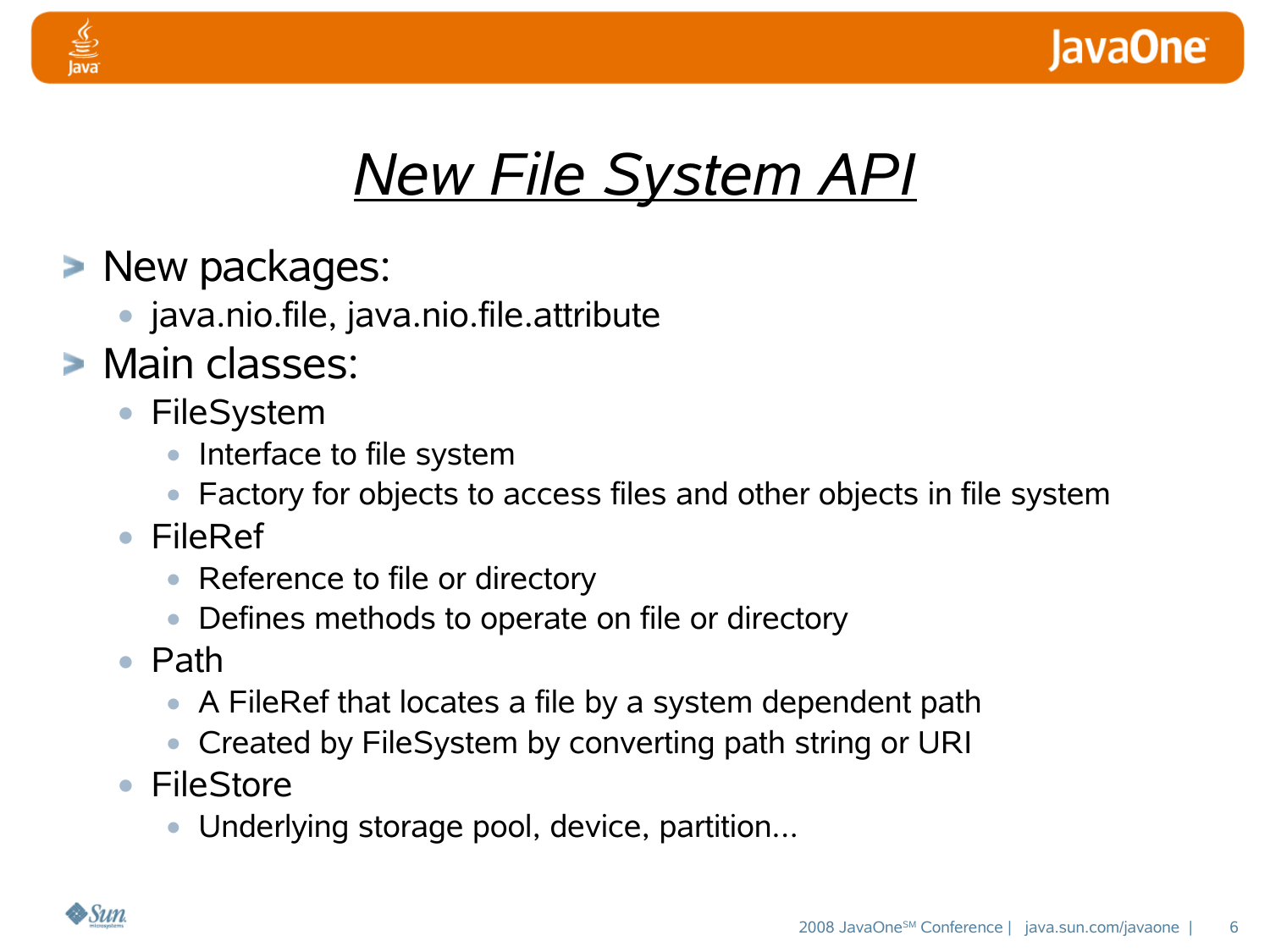# New File System API

- New packages:
  - java.nio.file, java.nio.file.attribute
- Main classes:
  - FileSystem
    - Interface to file system
    - Factory for objects to access files and other objects in file system
  - FileRef
    - Reference to file or directory
    - Defines methods to operate on file or directory
  - Path
    - A FileRef that locates a file by a system dependent path
    - Created by FileSystem by converting path string or URI
  - FileStore
    - Underlying storage pool, device, partition...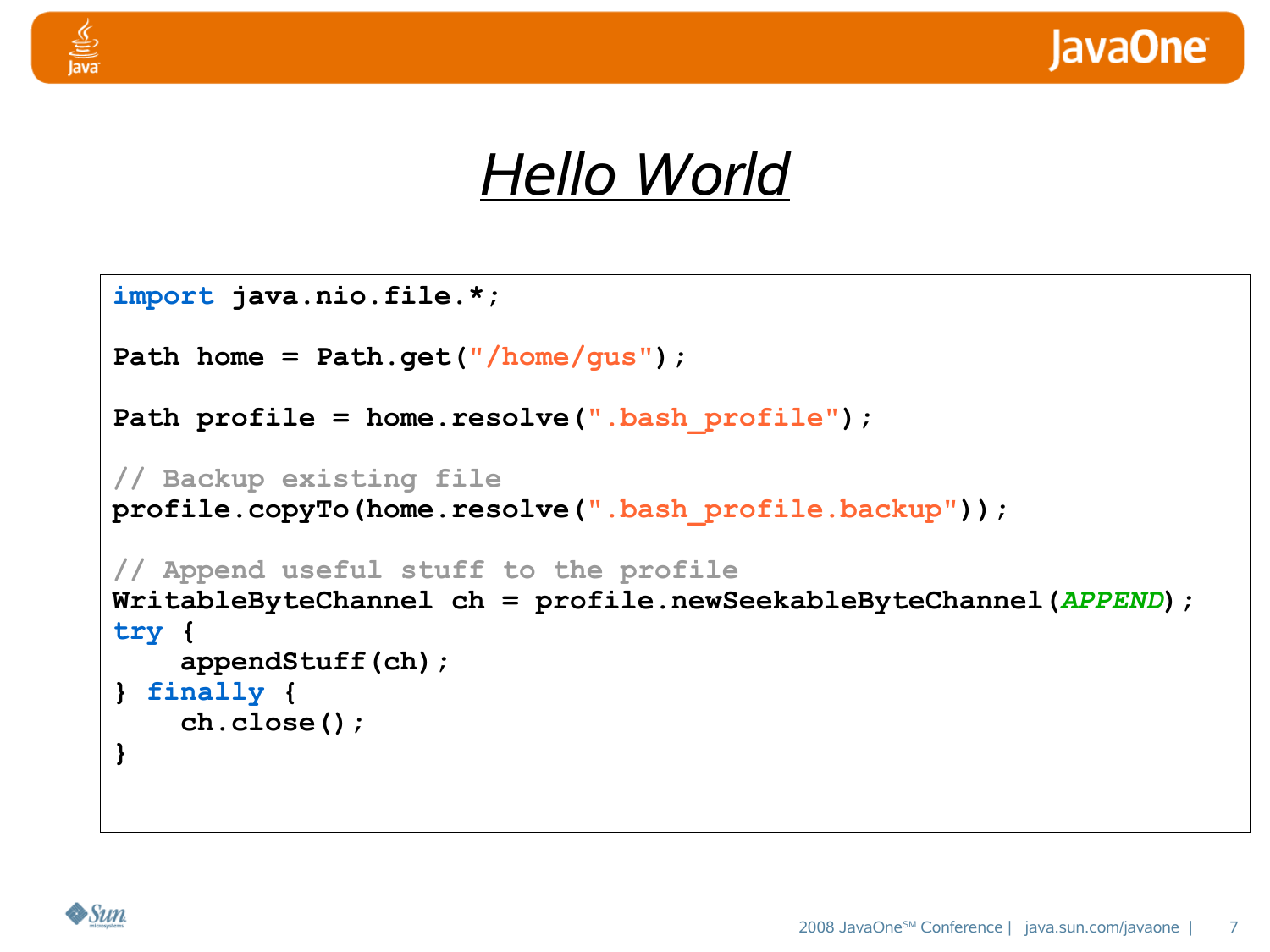# *Hello World*

```
import java.nio.file.*;

Path home = Path.get("/home/gus");

Path profile = home.resolve(".bash_profile");

// Backup existing file
profile.copyTo(home.resolve(".bash_profile.backup"));

// Append useful stuff to the profile
WritableByteChannel ch = profile.newSeekableByteChannel(APPEND);
try {
    appendStuff(ch);
} finally {
    ch.close();
}
```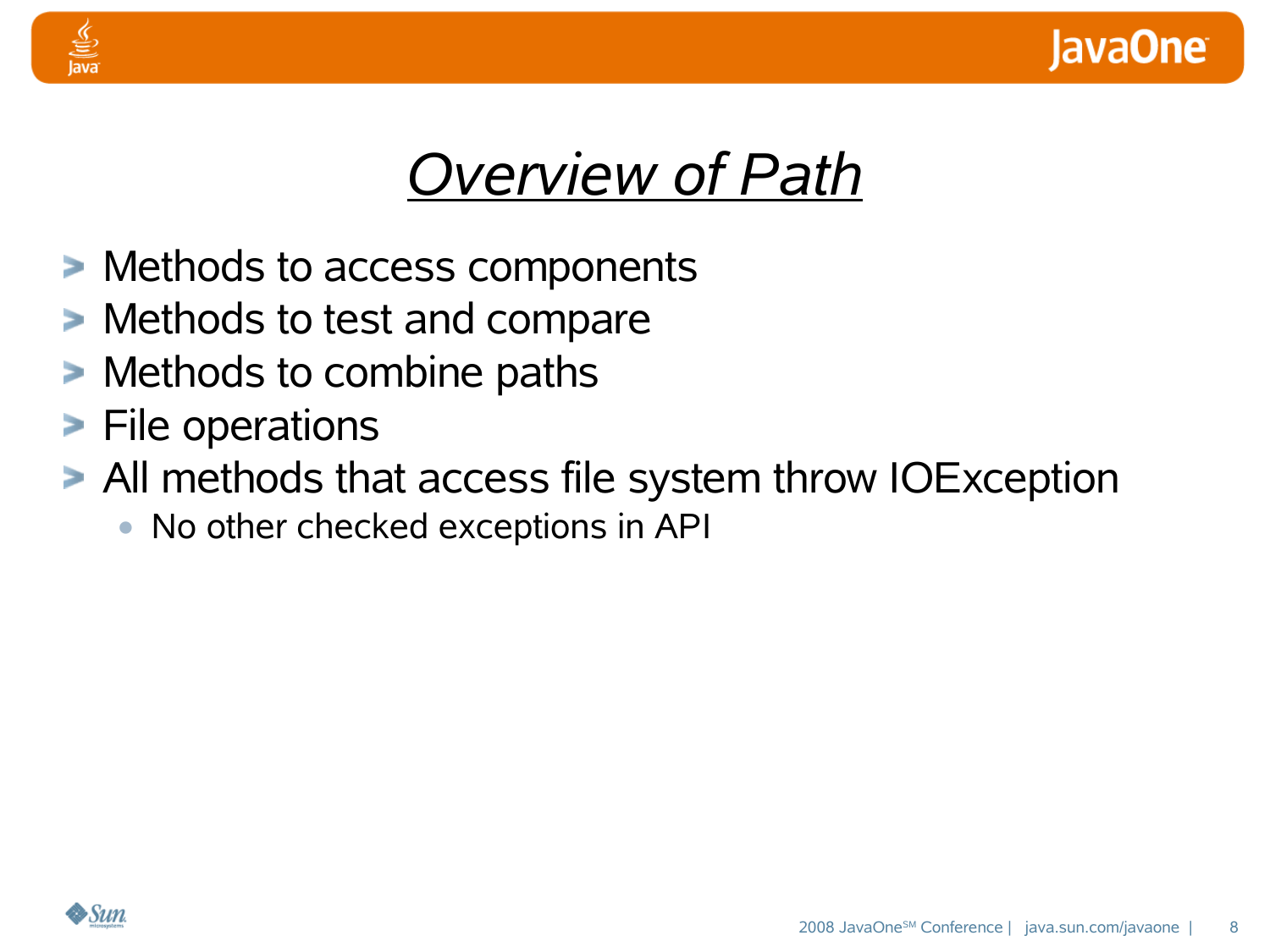# *Overview of Path*

- Methods to access components
- Methods to test and compare
- Methods to combine paths
- File operations
- All methods that access file system throw IOException
  - No other checked exceptions in API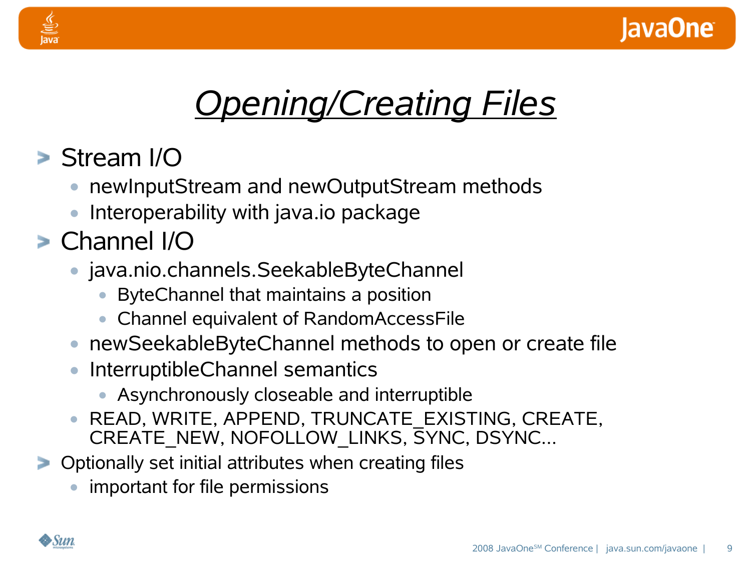# *Opening/Creating Files*

- Stream I/O
  - newInputStream and newOutputStream methods
  - Interoperability with java.io package
- Channel I/O
  - java.nio.channels.SeekableByteChannel
    - ByteChannel that maintains a position
    - Channel equivalent of RandomAccessFile
  - newSeekableByteChannel methods to open or create file
  - InterruptibleChannel semantics
    - Asynchronously closeable and interruptible
  - READ, WRITE, APPEND, TRUNCATE_EXISTING, CREATE, CREATE_NEW, NOFOLLOW_LINKS, SYNC, DSYNC...
- Optionally set initial attributes when creating files
  - important for file permissions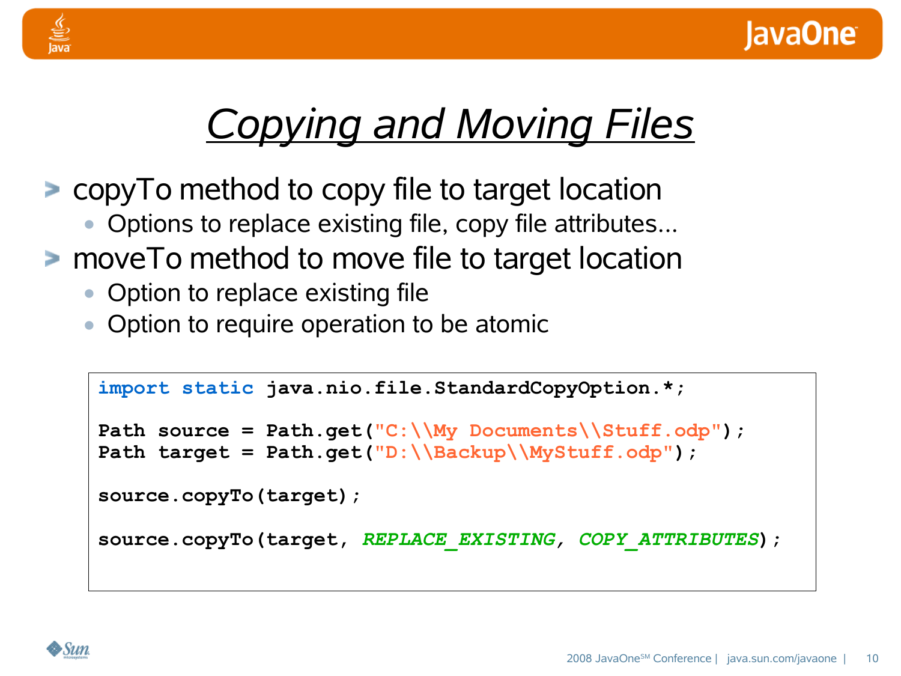# Copying and Moving Files

- copyTo method to copy file to target location
  - Options to replace existing file, copy file attributes...
- moveTo method to move file to target location
  - Option to replace existing file
  - Option to require operation to be atomic

```
import static java.nio.file.StandardCopyOption.*;

Path source = Path.get("C:\\My Documents\\Stuff.odp");
Path target = Path.get("D:\\Backup\\MyStuff.odp");

source.copyTo(target);

source.copyTo(target, REPLACE_EXISTING, COPY_ATTRIBUTES);
```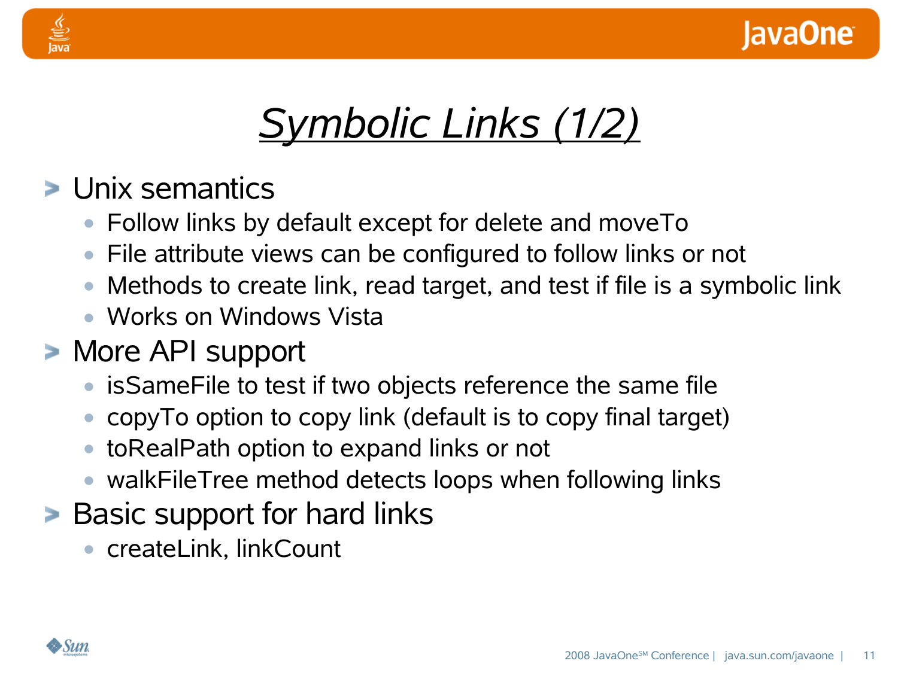# Symbolic Links (1/2)

- Unix semantics
  - Follow links by default except for delete and moveTo
  - File attribute views can be configured to follow links or not
  - Methods to create link, read target, and test if file is a symbolic link
  - Works on Windows Vista
- More API support
  - isSameFile to test if two objects reference the same file
  - copyTo option to copy link (default is to copy final target)
  - toRealPath option to expand links or not
  - walkFileTree method detects loops when following links
- Basic support for hard links
  - createLink, linkCount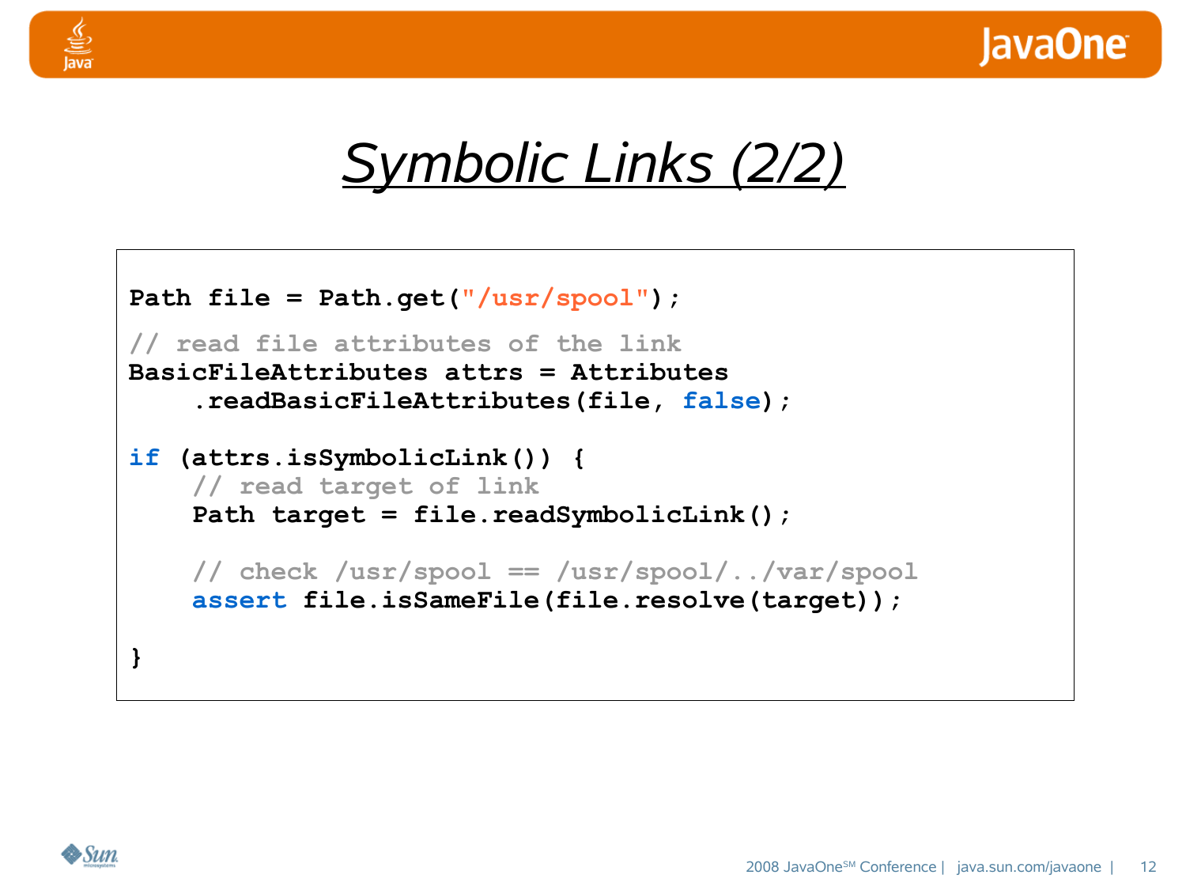# Symbolic Links (2/2)

```
Path file = Path.get("/usr/spool");

// read file attributes of the link
BasicFileAttributes attrs = Attributes
    .readBasicFileAttributes(file, false);

if (attrs.isSymbolicLink()) {
    // read target of link
    Path target = file.readSymbolicLink();

    // check /usr/spool == /usr/spool/../var/spool
    assert file.isSameFile(file.resolve(target));

}
```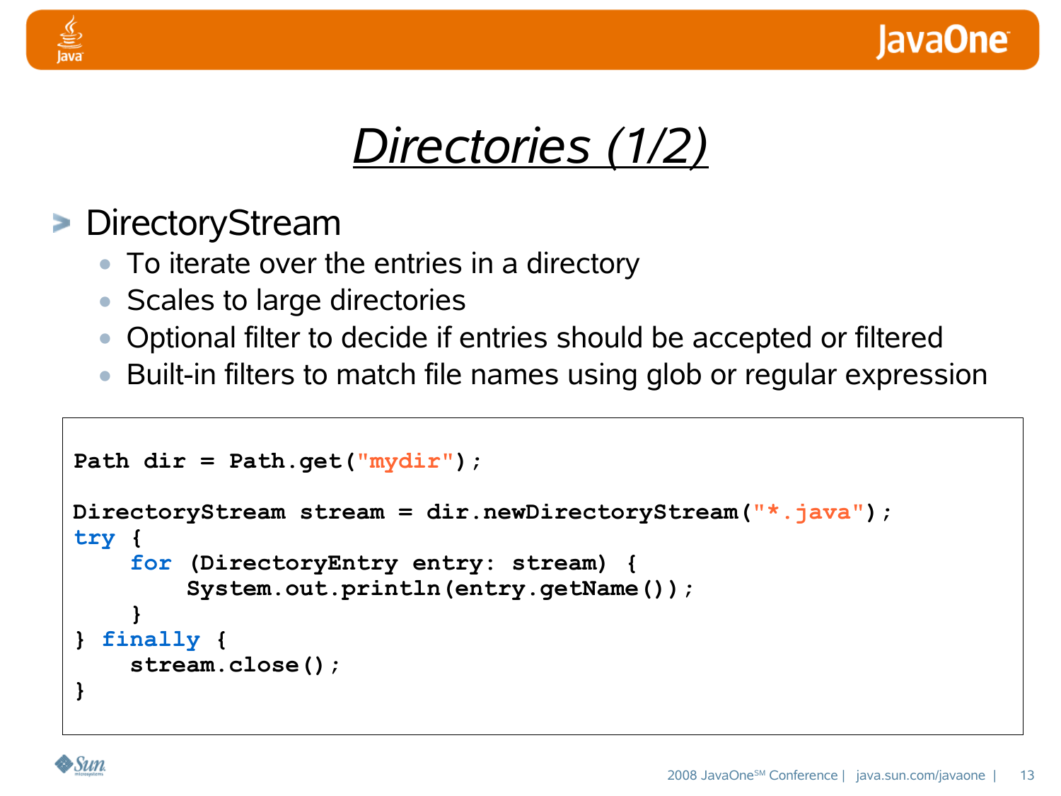# Directories (1/2)

- DirectoryStream
  - To iterate over the entries in a directory
  - Scales to large directories
  - Optional filter to decide if entries should be accepted or filtered
  - Built-in filters to match file names using glob or regular expression

```
Path dir = Path.get("mydir");

DirectoryStream stream = dir.newDirectoryStream("*.java");
try {
    for (DirectoryEntry entry: stream) {
        System.out.println(entry.getName());
    }
} finally {
    stream.close();
}
```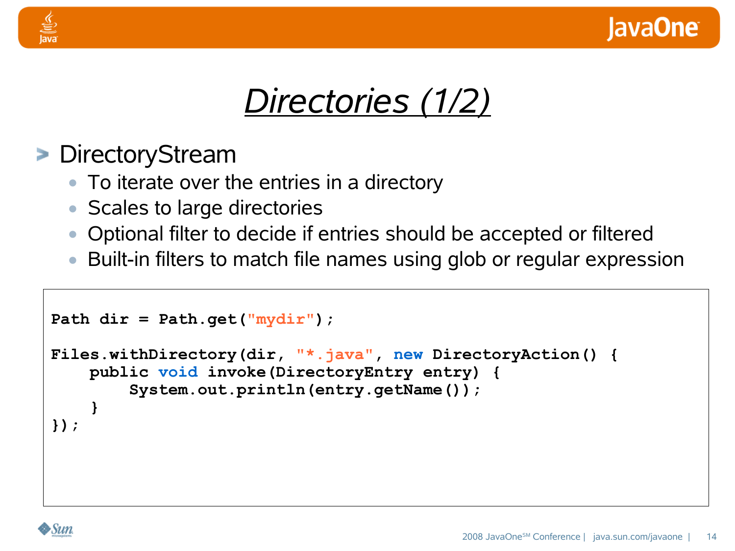# Directories (1/2)

- DirectoryStream
  - To iterate over the entries in a directory
  - Scales to large directories
  - Optional filter to decide if entries should be accepted or filtered
  - Built-in filters to match file names using glob or regular expression

```
Path dir = Path.get("mydir");

Files.withDirectory(dir, "*.java", new DirectoryAction() {
    public void invoke(DirectoryEntry entry) {
        System.out.println(entry.getName());
    }
});
```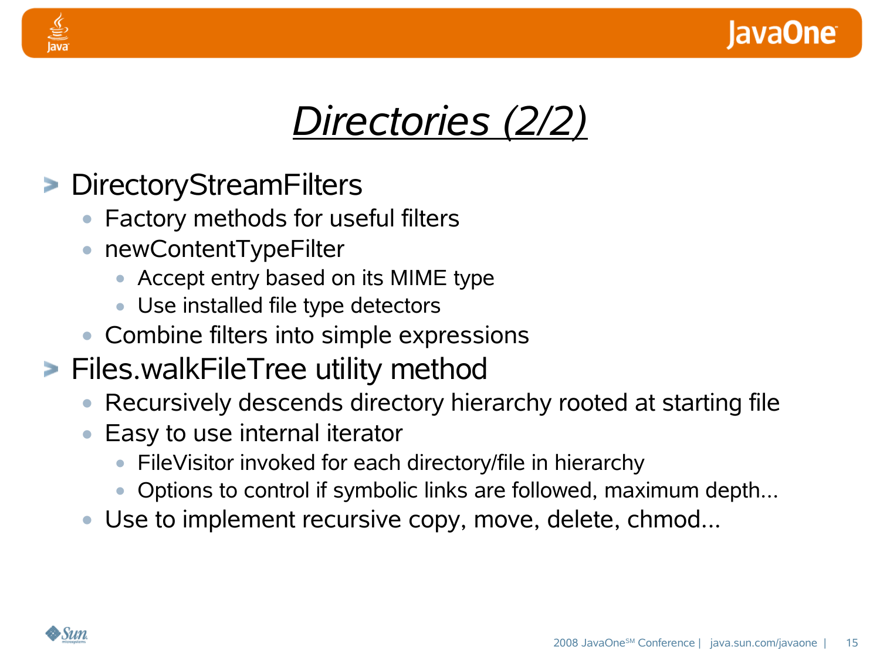# Directories (2/2)

- DirectoryStreamFilters
  - Factory methods for useful filters
  - newContentTypeFilter
    - Accept entry based on its MIME type
    - Use installed file type detectors
  - Combine filters into simple expressions
- Files.walkFileTree utility method
  - Recursively descends directory hierarchy rooted at starting file
  - Easy to use internal iterator
    - FileVisitor invoked for each directory/file in hierarchy
    - Options to control if symbolic links are followed, maximum depth...
  - Use to implement recursive copy, move, delete, chmod...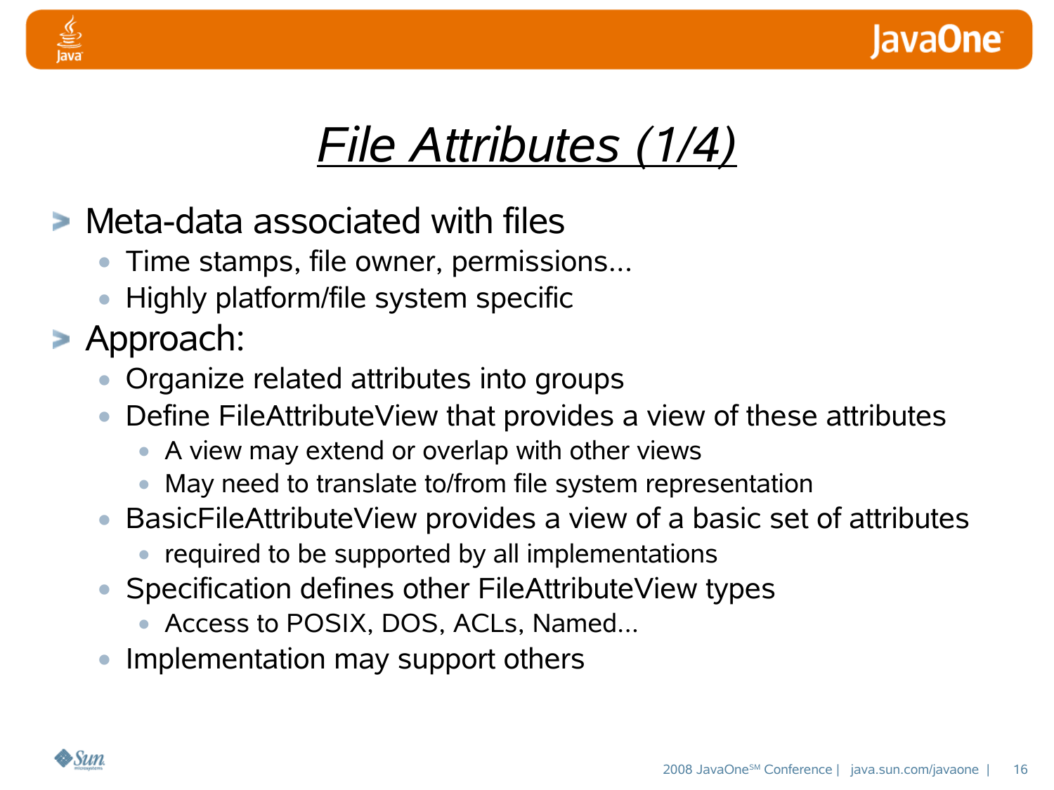# File Attributes (1/4)

- Meta-data associated with files
  - Time stamps, file owner, permissions...
  - Highly platform/file system specific
- Approach:
  - Organize related attributes into groups
  - Define FileAttributeView that provides a view of these attributes
    - A view may extend or overlap with other views
    - May need to translate to/from file system representation
  - BasicFileAttributeView provides a view of a basic set of attributes
    - required to be supported by all implementations
  - Specification defines other FileAttributeView types
    - Access to POSIX, DOS, ACLs, Named...
  - Implementation may support others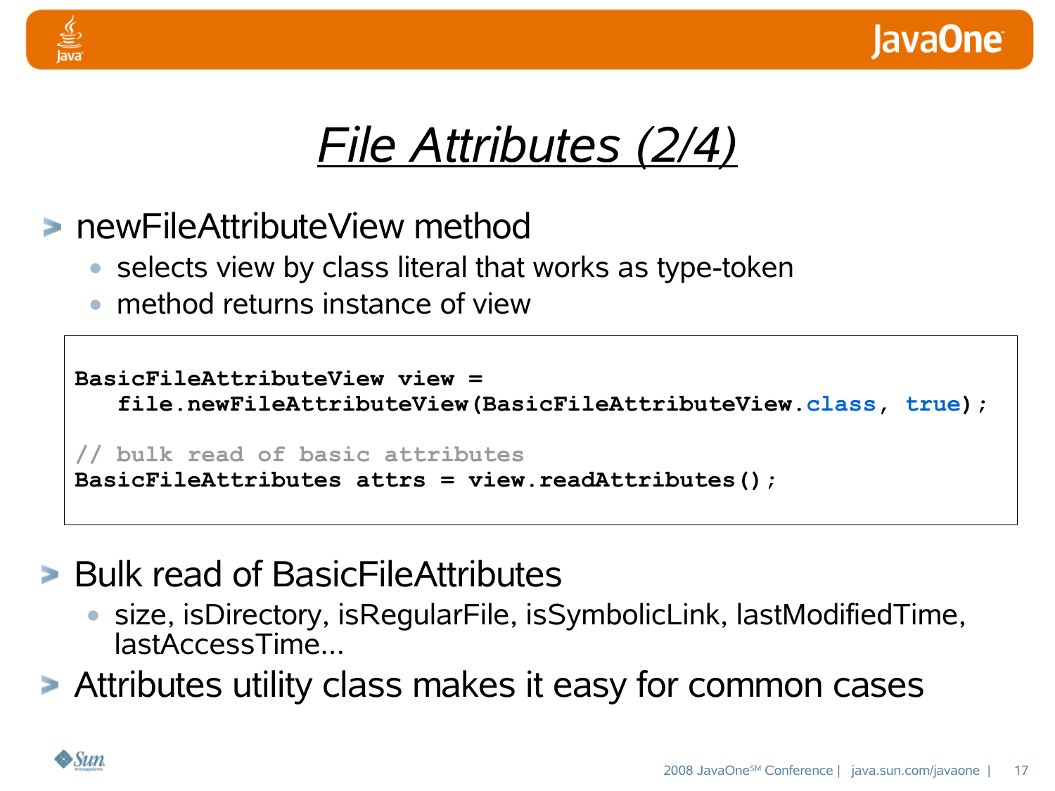# *File Attributes (2/4)*

- newFileAttributeView method
  - selects view by class literal that works as type-token
  - method returns instance of view

```
BasicFileAttributeView view =
   file.newFileAttributeView(BasicFileAttributeView.class, true);

// bulk read of basic attributes
BasicFileAttributes attrs = view.readAttributes();
```

- Bulk read of BasicFileAttributes
  - size, isDirectory, isRegularFile, isSymbolicLink, lastModifiedTime, lastAccessTime...
- Attributes utility class makes it easy for common cases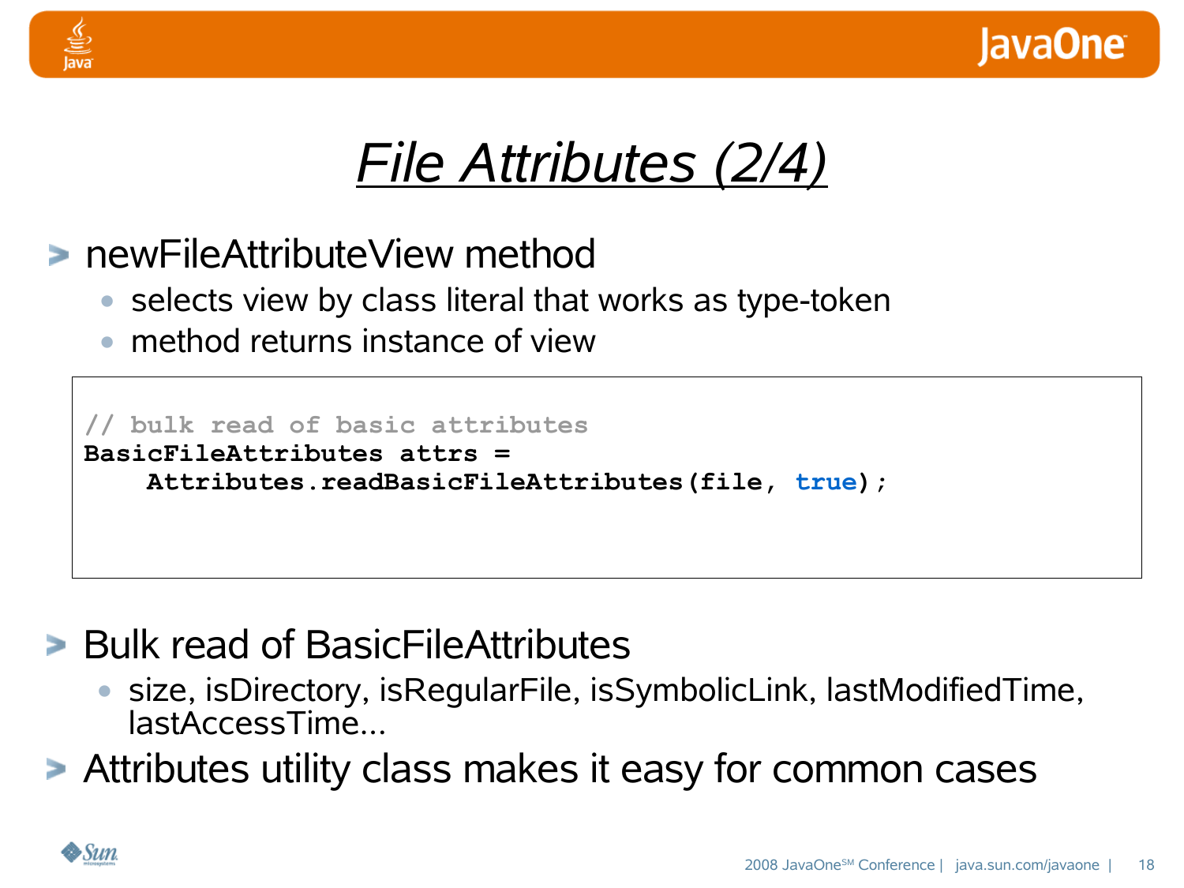# File Attributes (2/4)

- newFileAttributeView method
  - selects view by class literal that works as type-token
  - method returns instance of view

```
// bulk read of basic attributes
BasicFileAttributes attrs =
    Attributes.readBasicFileAttributes(file, true);
```

- Bulk read of BasicFileAttributes
  - size, isDirectory, isRegularFile, isSymbolicLink, lastModifiedTime, lastAccessTime...
- Attributes utility class makes it easy for common cases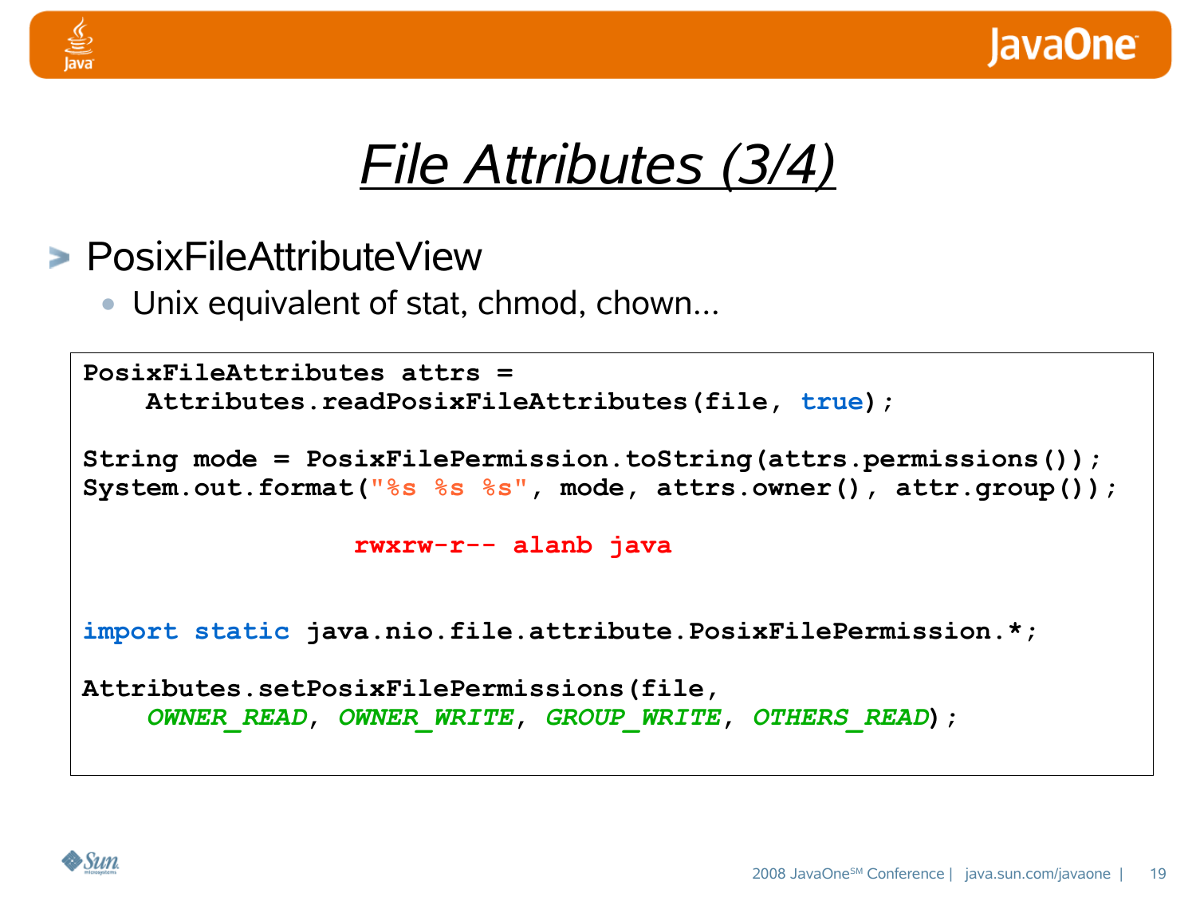# File Attributes (3/4)

- PosixFileAttributeView
  - Unix equivalent of stat, chmod, chown...

```
PosixFileAttributes attrs =
    Attributes.readPosixFileAttributes(file, true);

String mode = PosixFilePermission.toString(attrs.permissions());
System.out.format("%s %s %s", mode, attrs.owner(), attr.group());

                 rwxrw-r-- alanb java


import static java.nio.file.attribute.PosixFilePermission.*;

Attributes.setPosixFilePermissions(file,
    OWNER_READ, OWNER_WRITE, GROUP_WRITE, OTHERS_READ);
```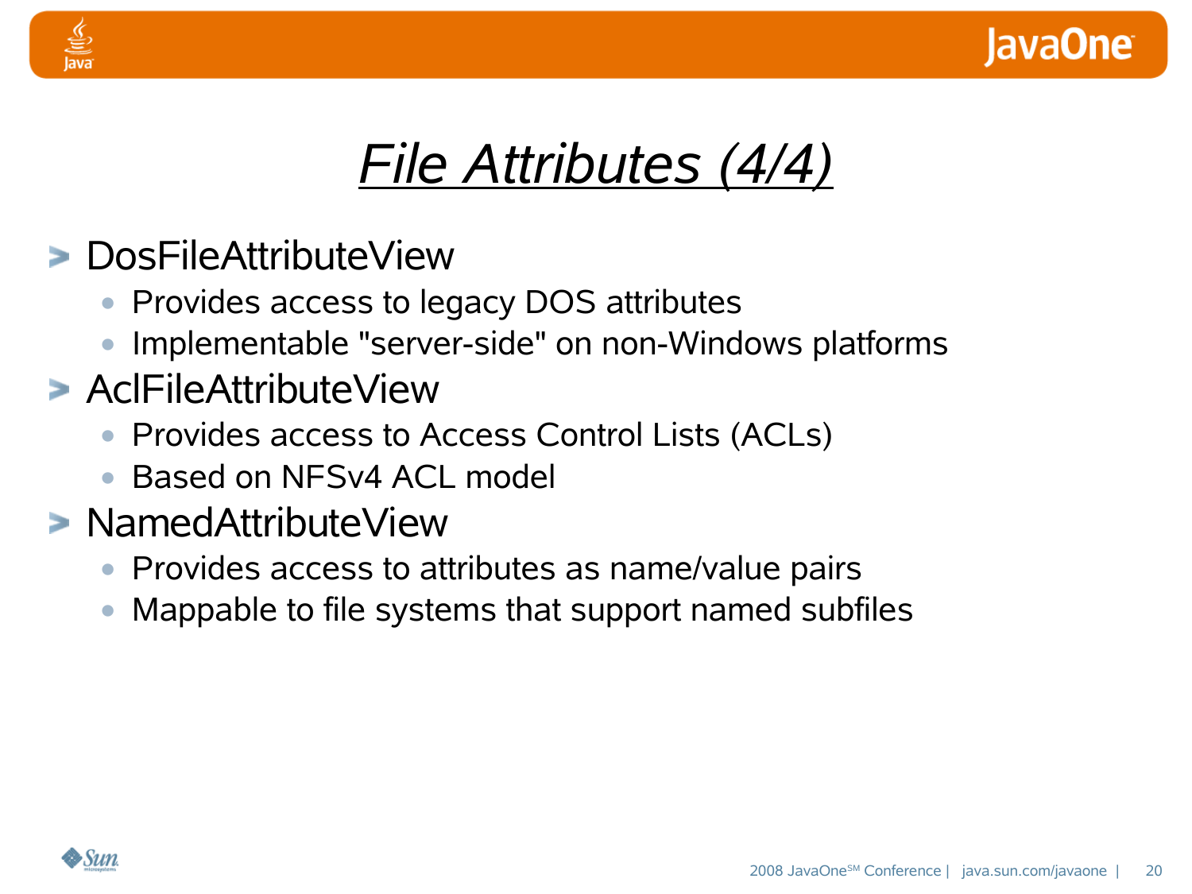# *File Attributes (4/4)*

- DosFileAttributeView
  - Provides access to legacy DOS attributes
  - Implementable "server-side" on non-Windows platforms
- AclFileAttributeView
  - Provides access to Access Control Lists (ACLs)
  - Based on NFSv4 ACL model
- NamedAttributeView
  - Provides access to attributes as name/value pairs
  - Mappable to file systems that support named subfiles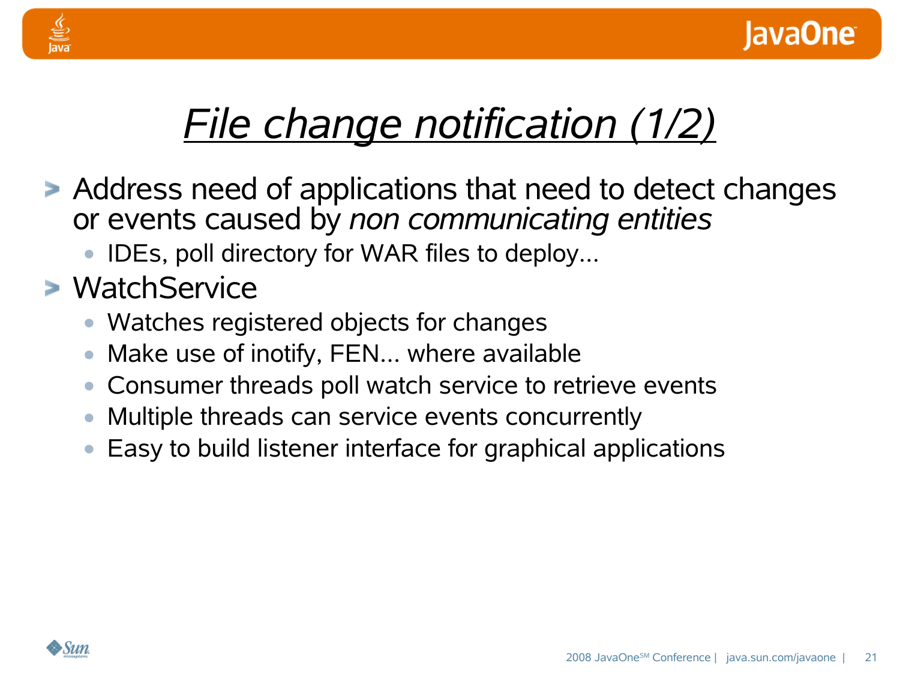# *File change notification (1/2)*

- Address need of applications that need to detect changes or events caused by *non communicating entities*
  - IDEs, poll directory for WAR files to deploy...
- WatchService
  - Watches registered objects for changes
  - Make use of inotify, FEN... where available
  - Consumer threads poll watch service to retrieve events
  - Multiple threads can service events concurrently
  - Easy to build listener interface for graphical applications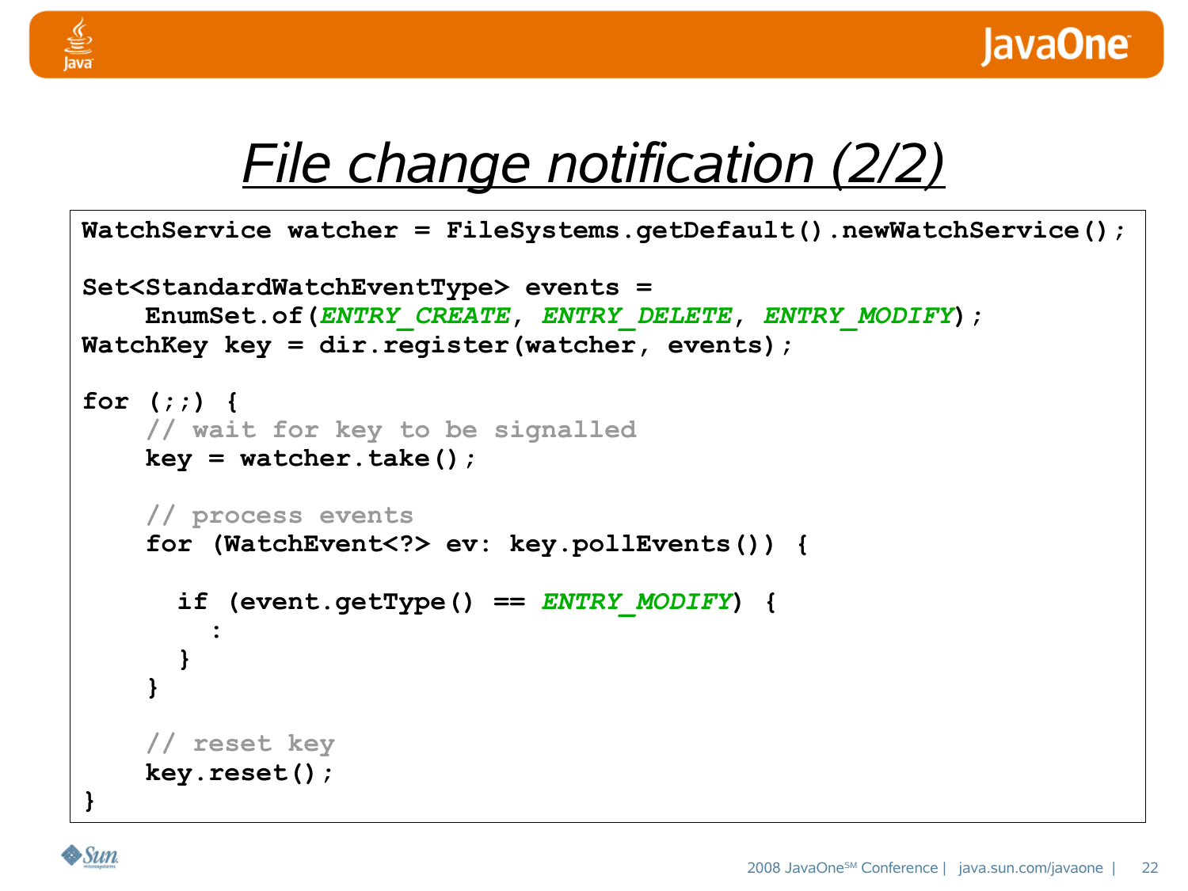# File change notification (2/2)

```
WatchService watcher = FileSystems.getDefault().newWatchService();

Set<StandardWatchEventType> events =
    EnumSet.of(ENTRY_CREATE, ENTRY_DELETE, ENTRY_MODIFY);
WatchKey key = dir.register(watcher, events);

for (;;) {
    // wait for key to be signalled
    key = watcher.take();

    // process events
    for (WatchEvent<?> ev: key.pollEvents()) {

      if (event.getType() == ENTRY_MODIFY) {
         :
      }
    }

    // reset key
    key.reset();
}
```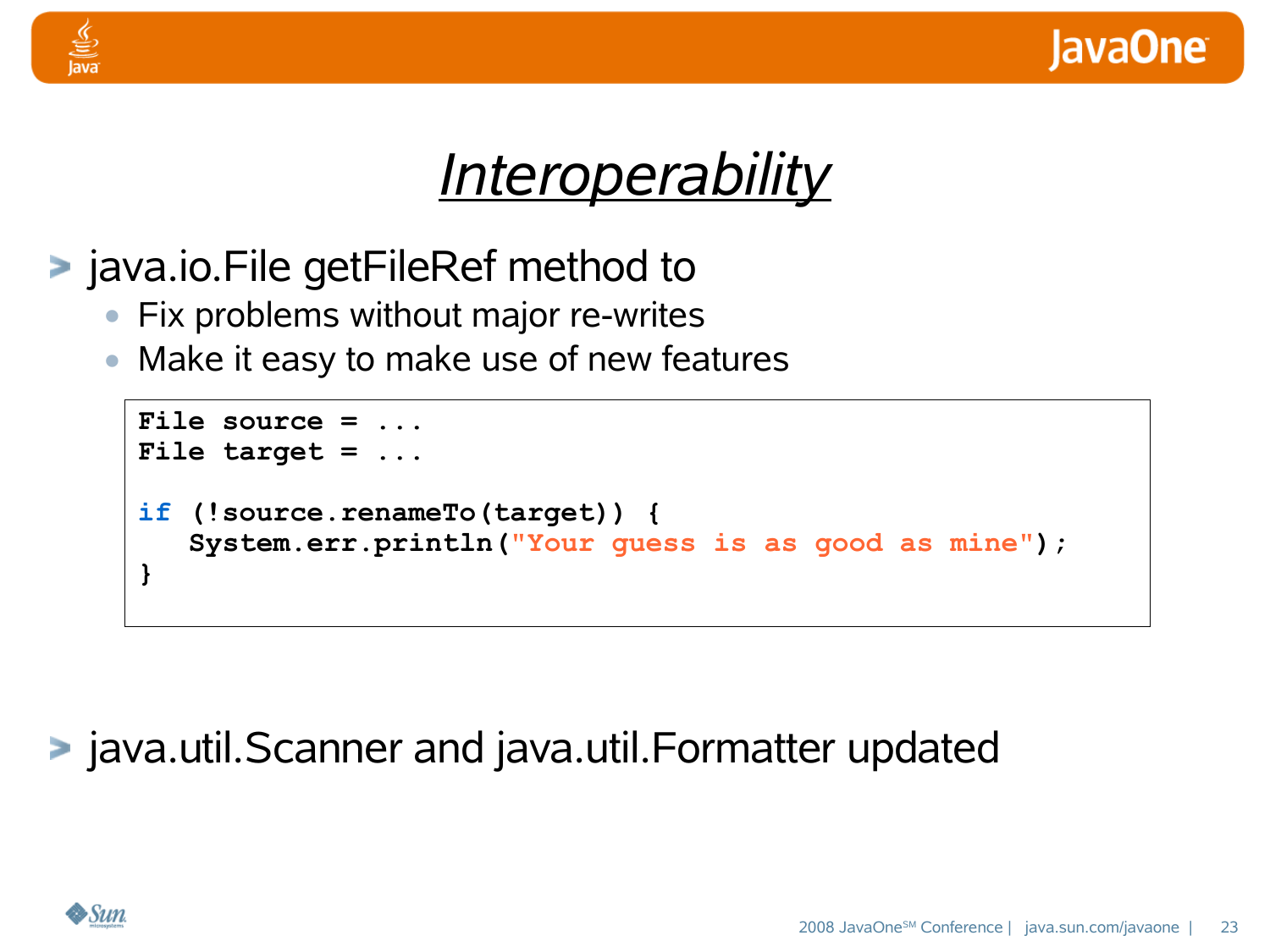# Interoperability

- java.io.File getFileRef method to
  - Fix problems without major re-writes
  - Make it easy to make use of new features

```
File source = ...
File target = ...

if (!source.renameTo(target)) {
   System.err.println("Your guess is as good as mine");
}
```

- java.util.Scanner and java.util.Formatter updated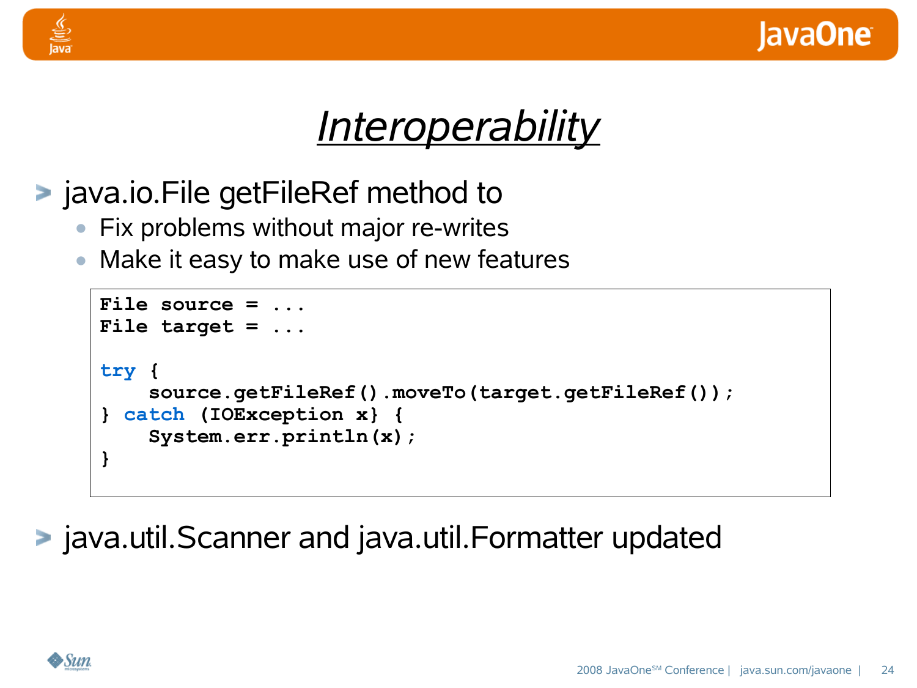# *Interoperability*

- java.io.File getFileRef method to
  - Fix problems without major re-writes
  - Make it easy to make use of new features

```
File source = ...
File target = ...

try {
    source.getFileRef().moveTo(target.getFileRef());
} catch (IOException x} {
    System.err.println(x);
}
```

- java.util.Scanner and java.util.Formatter updated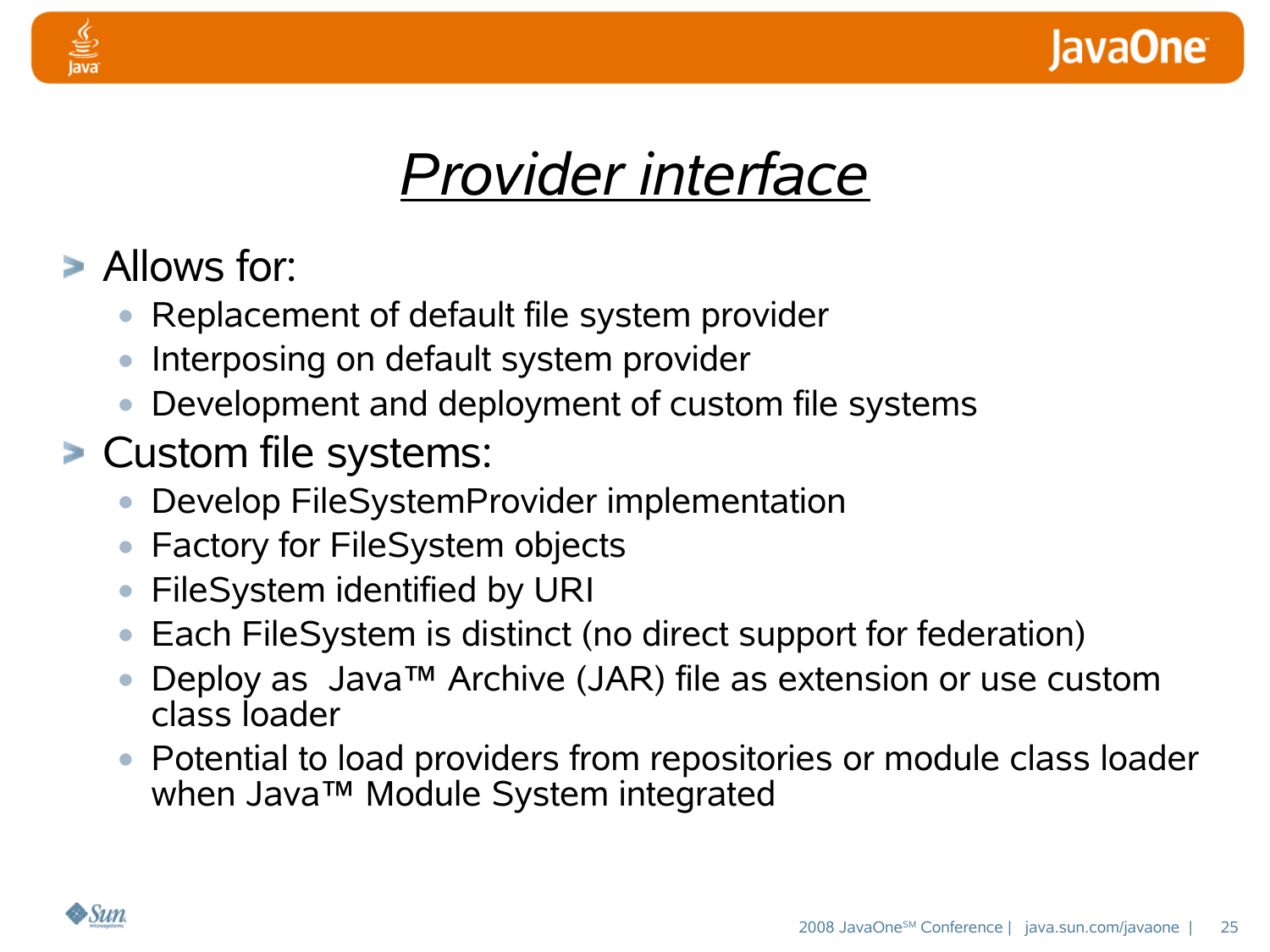# *Provider interface*

- Allows for:
  - Replacement of default file system provider
  - Interposing on default system provider
  - Development and deployment of custom file systems
- Custom file systems:
  - Develop FileSystemProvider implementation
  - Factory for FileSystem objects
  - FileSystem identified by URI
  - Each FileSystem is distinct (no direct support for federation)
  - Deploy as Java™ Archive (JAR) file as extension or use custom class loader
  - Potential to load providers from repositories or module class loader when Java™ Module System integrated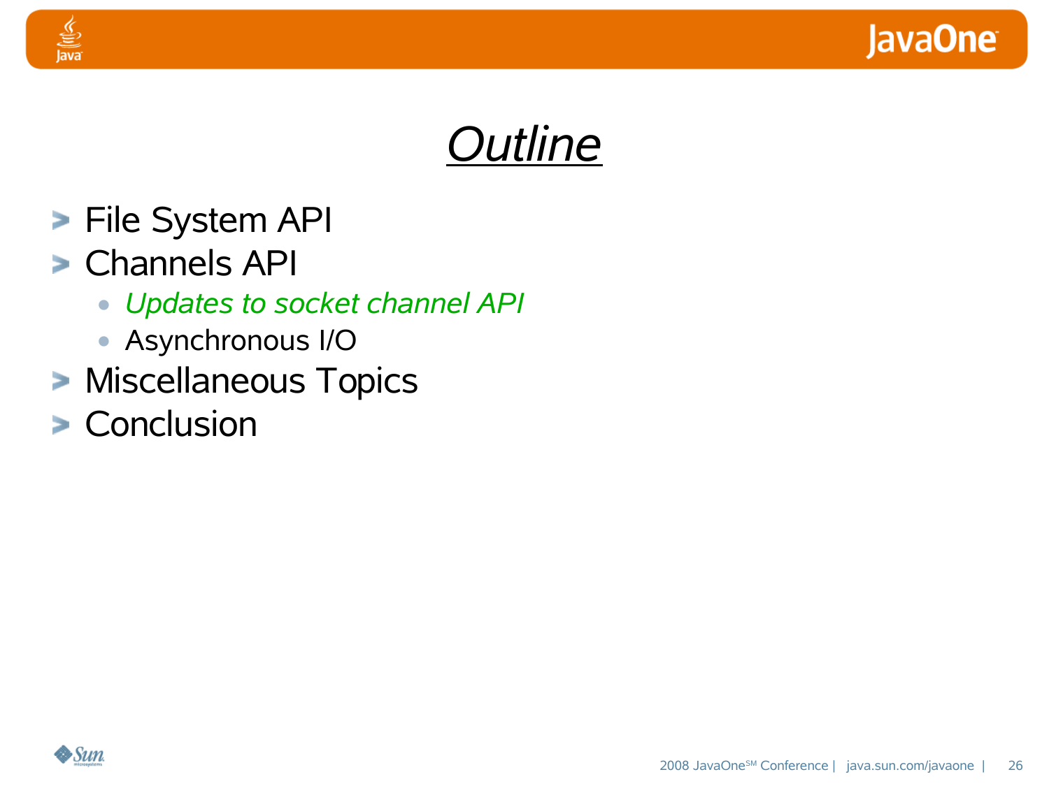# *Outline*

- File System API
- Channels API
  - *Updates to socket channel API*
  - Asynchronous I/O
- Miscellaneous Topics
- Conclusion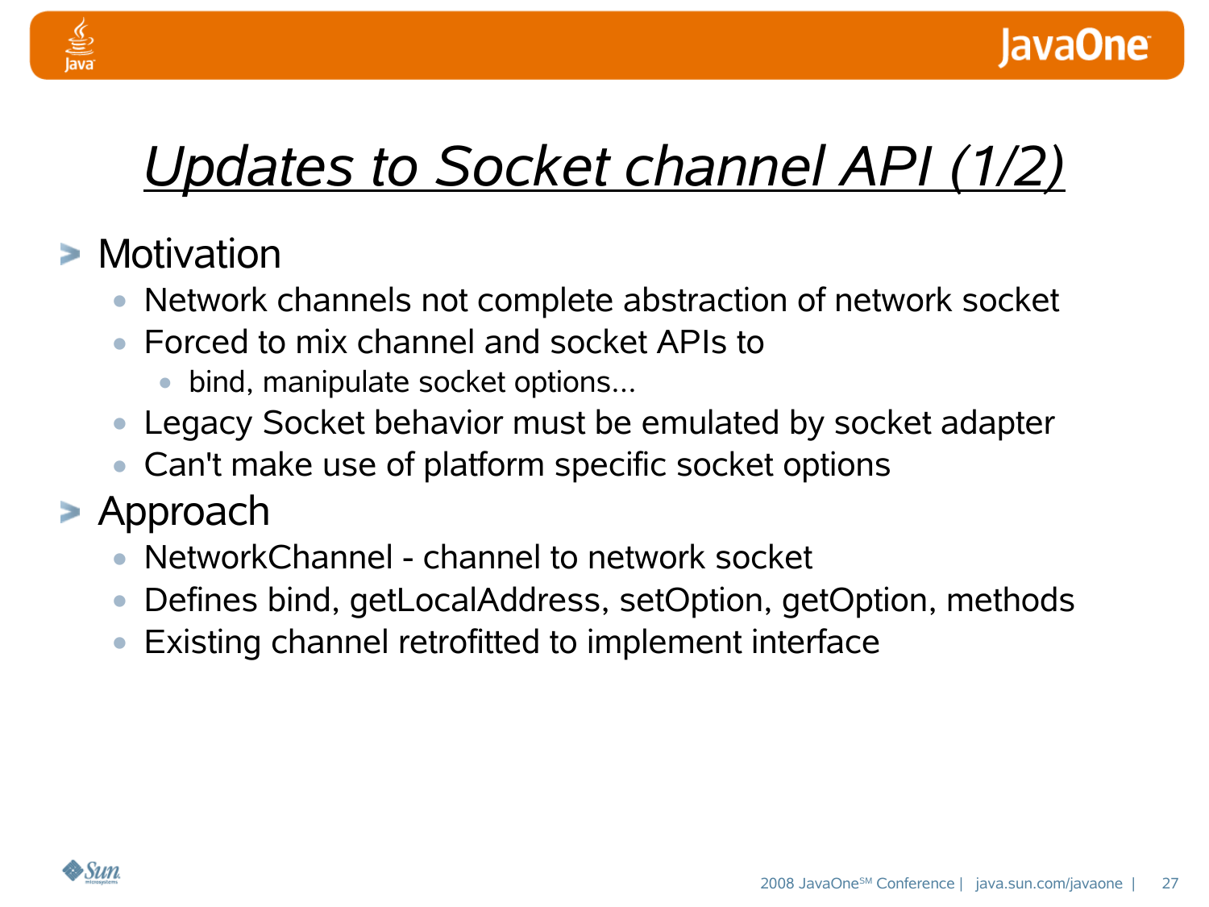# *Updates to Socket channel API (1/2)*

- Motivation
  - Network channels not complete abstraction of network socket
  - Forced to mix channel and socket APIs to
    - bind, manipulate socket options...
  - Legacy Socket behavior must be emulated by socket adapter
  - Can't make use of platform specific socket options
- Approach
  - NetworkChannel - channel to network socket
  - Defines bind, getLocalAddress, setOption, getOption, methods
  - Existing channel retrofitted to implement interface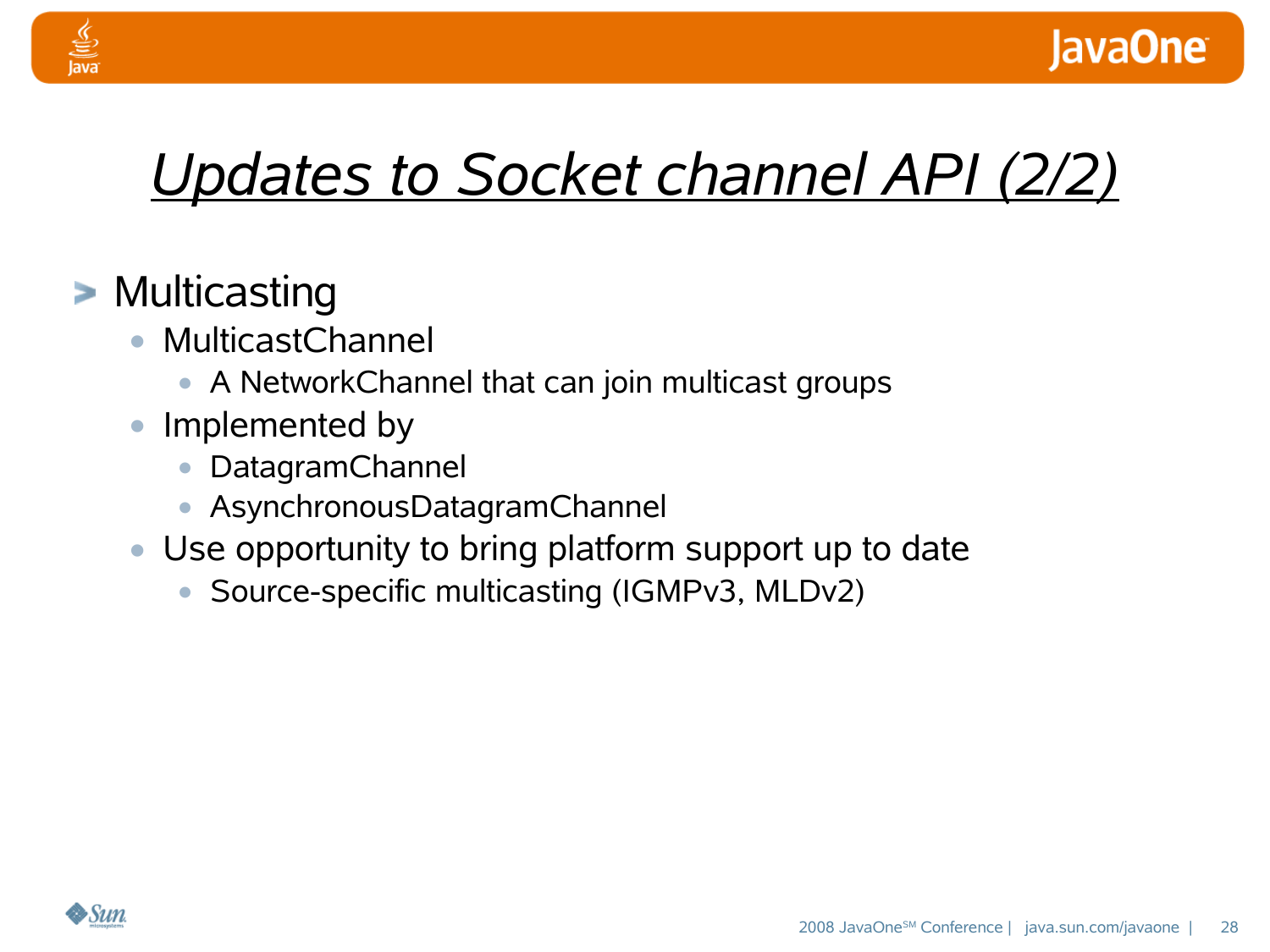# *Updates to Socket channel API (2/2)*

- Multicasting
  - MulticastChannel
    - A NetworkChannel that can join multicast groups
  - Implemented by
    - DatagramChannel
    - AsynchronousDatagramChannel
  - Use opportunity to bring platform support up to date
    - Source-specific multicasting (IGMPv3, MLDv2)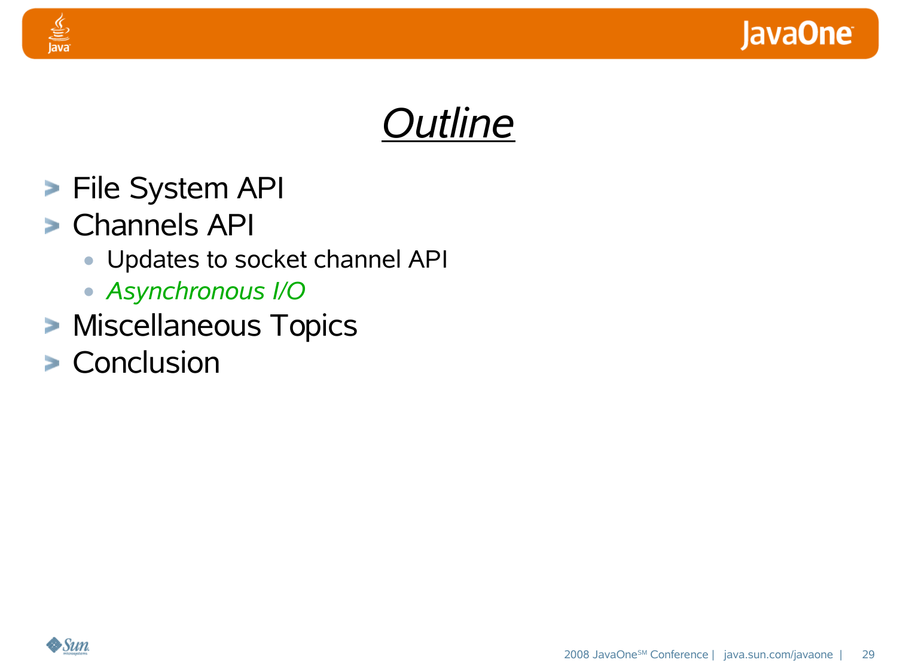# *Outline*

- File System API
- Channels API
  - Updates to socket channel API
  - *Asynchronous I/O*
- Miscellaneous Topics
- Conclusion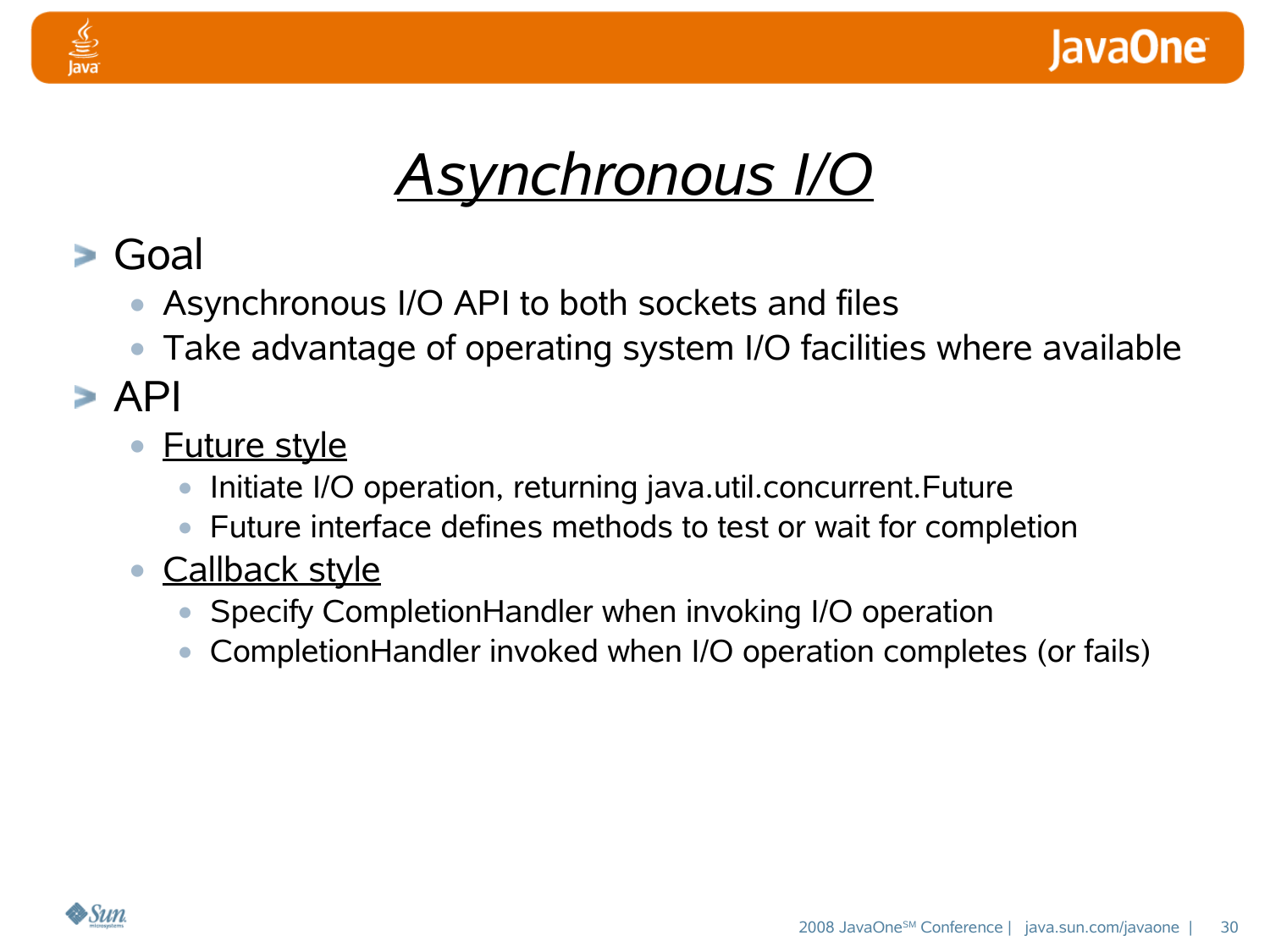# *Asynchronous I/O*

- Goal
  - Asynchronous I/O API to both sockets and files
  - Take advantage of operating system I/O facilities where available
- API
  - Future style
    - Initiate I/O operation, returning java.util.concurrent.Future
    - Future interface defines methods to test or wait for completion
  - Callback style
    - Specify CompletionHandler when invoking I/O operation
    - CompletionHandler invoked when I/O operation completes (or fails)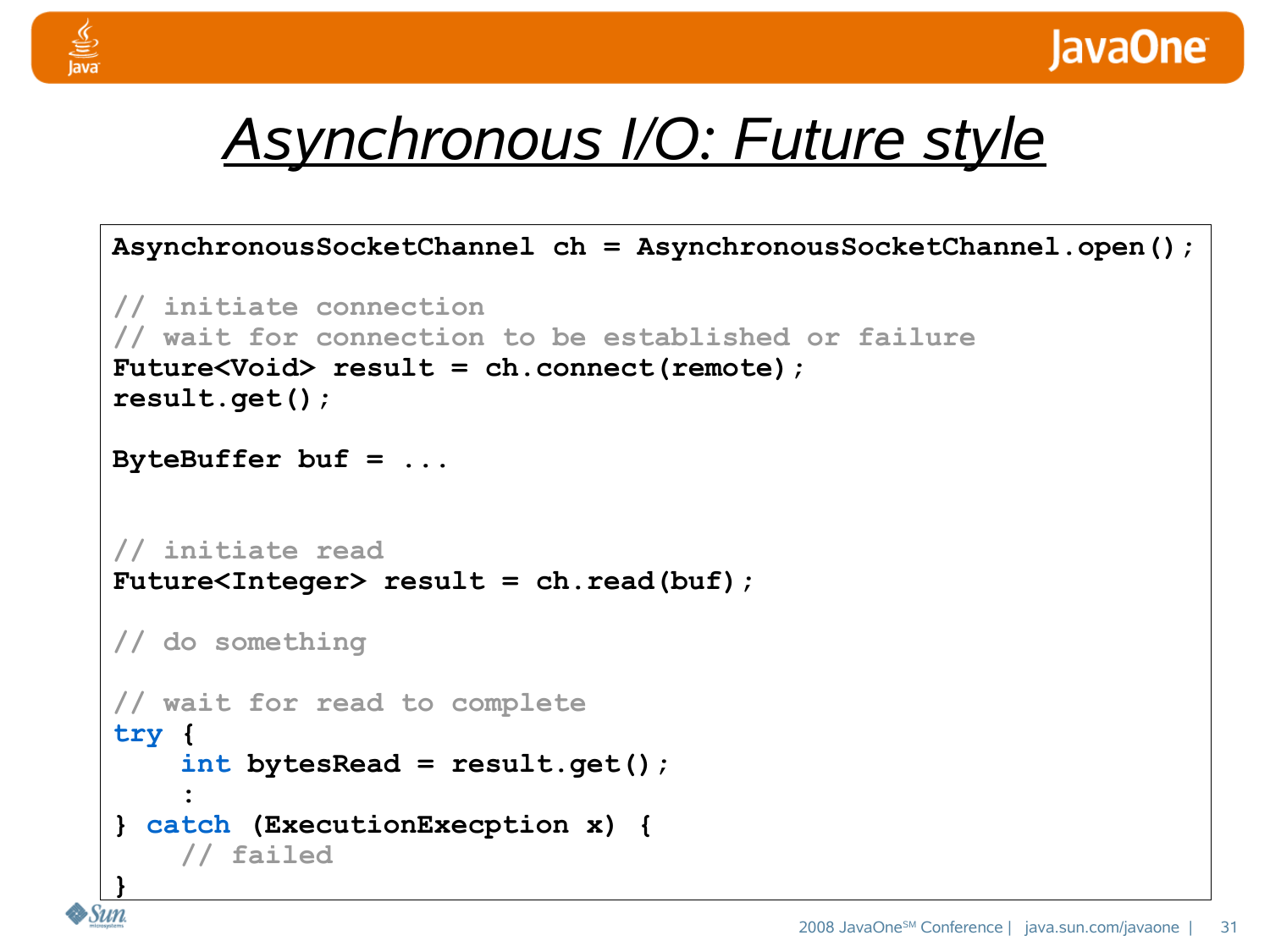# Asynchronous I/O: Future style

```
AsynchronousSocketChannel ch = AsynchronousSocketChannel.open();

// initiate connection
// wait for connection to be established or failure
Future<Void> result = ch.connect(remote);
result.get();

ByteBuffer buf = ...


// initiate read
Future<Integer> result = ch.read(buf);

// do something

// wait for read to complete
try {
    int bytesRead = result.get();
    :
} catch (ExecutionExecption x) {
    // failed
}
```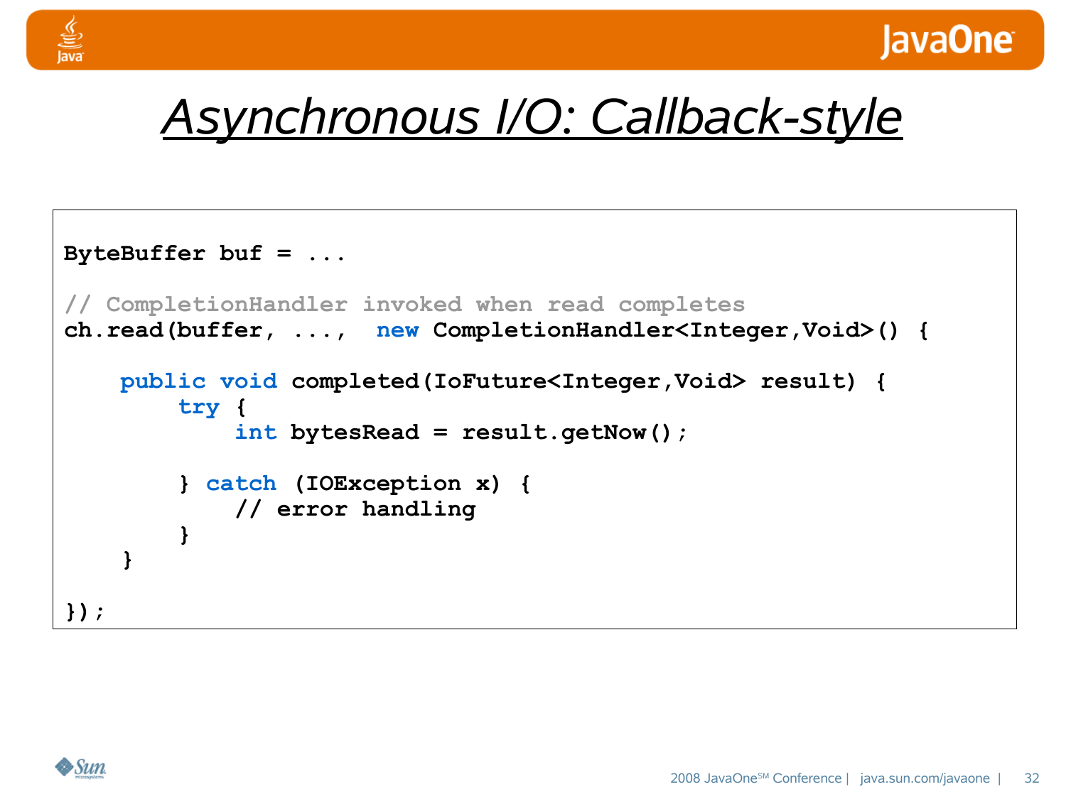# Asynchronous I/O: Callback-style

```
ByteBuffer buf = ...

// CompletionHandler invoked when read completes
ch.read(buffer, ...,  new CompletionHandler<Integer,Void>() {

    public void completed(IoFuture<Integer,Void> result) {
        try {
            int bytesRead = result.getNow();

        } catch (IOException x) {
            // error handling
        }
    }

});
```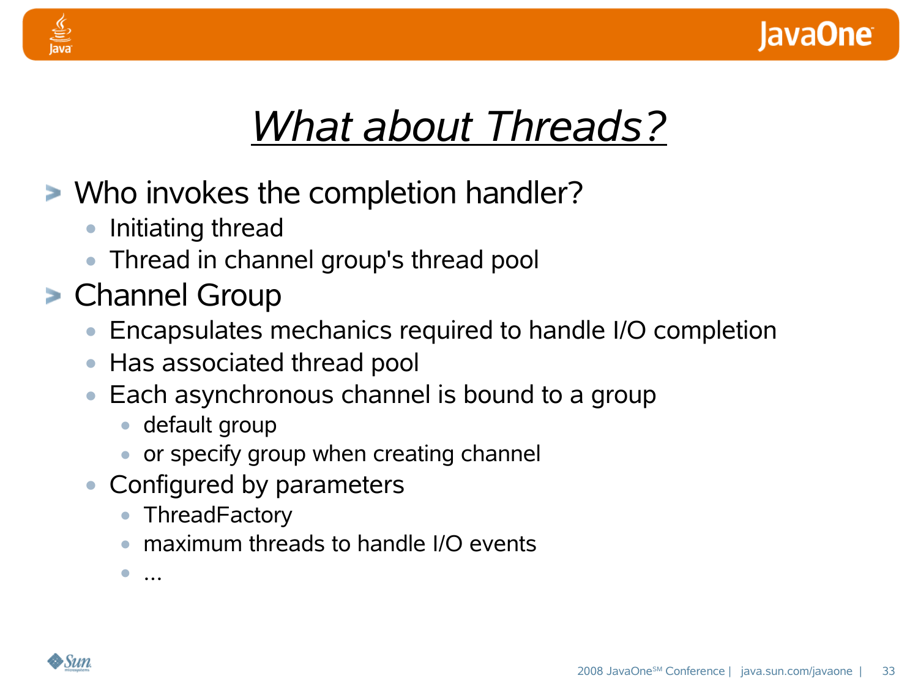# *What about Threads?*

- Who invokes the completion handler?
  - Initiating thread
  - Thread in channel group's thread pool
- Channel Group
  - Encapsulates mechanics required to handle I/O completion
  - Has associated thread pool
  - Each asynchronous channel is bound to a group
    - default group
    - or specify group when creating channel
  - Configured by parameters
    - ThreadFactory
    - maximum threads to handle I/O events
    - ...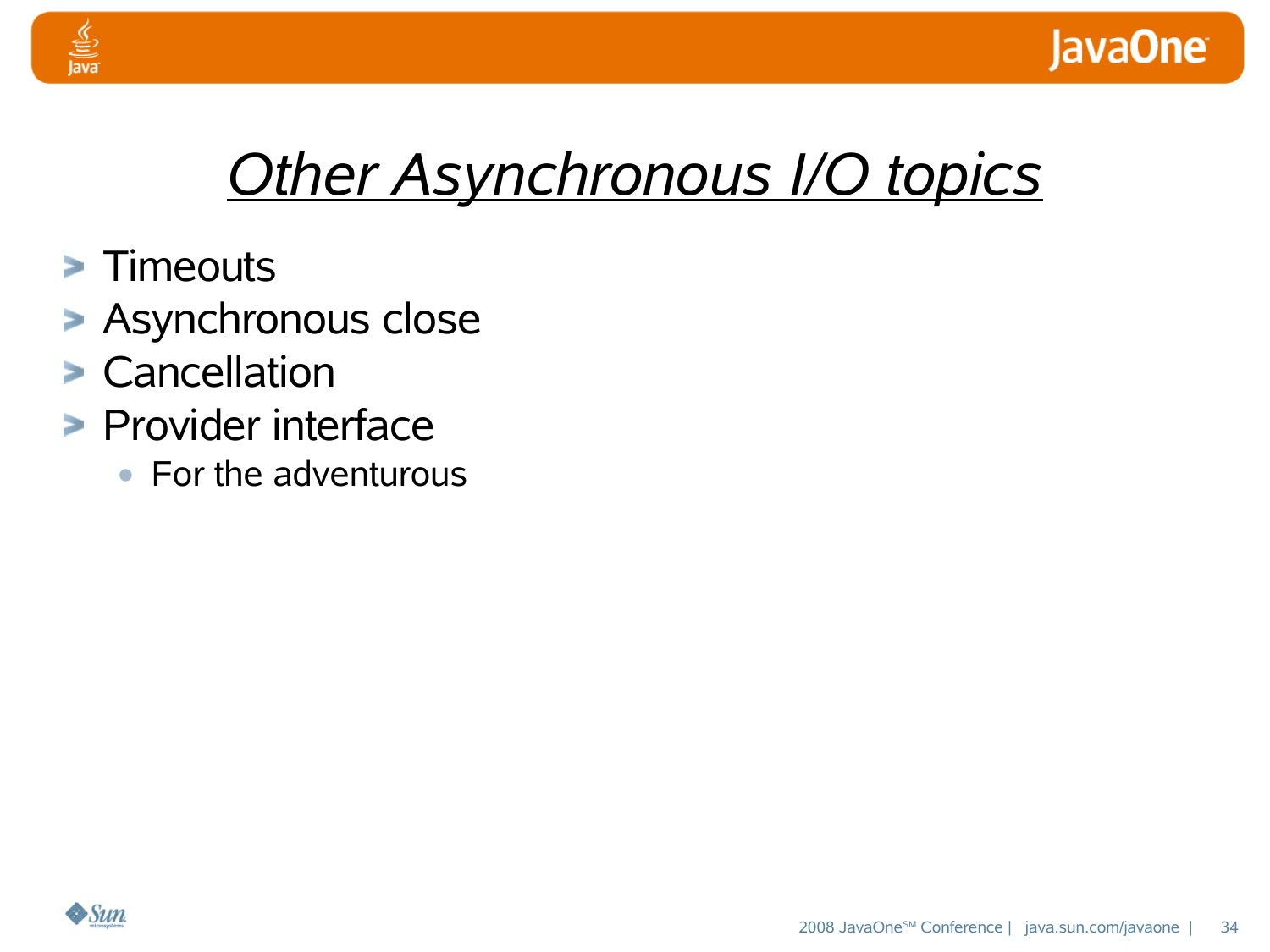# *Other Asynchronous I/O topics*

- Timeouts
- Asynchronous close
- Cancellation
- Provider interface
  - For the adventurous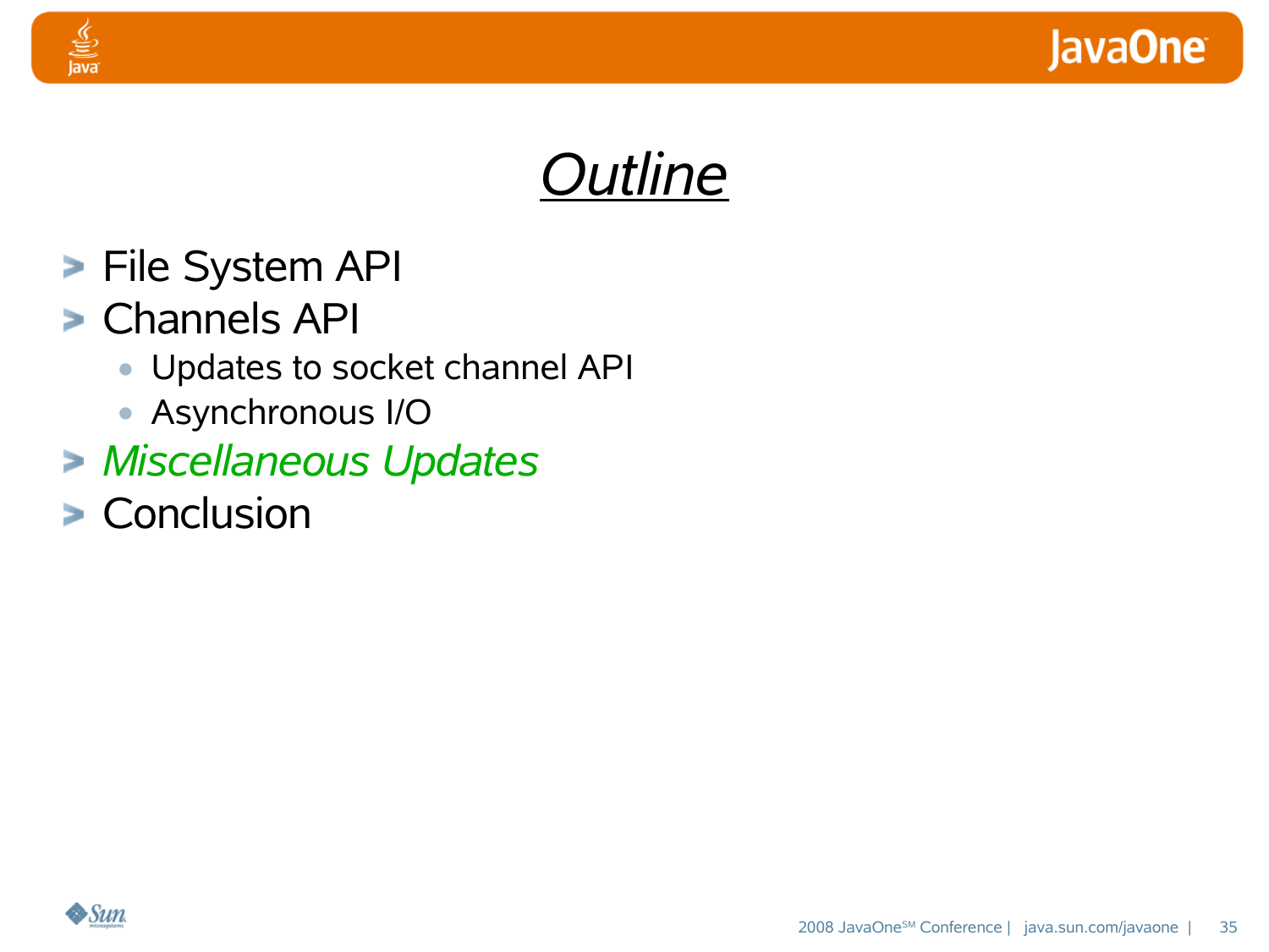# *Outline*

- File System API
- Channels API
  - Updates to socket channel API
  - Asynchronous I/O
- *Miscellaneous Updates*
- Conclusion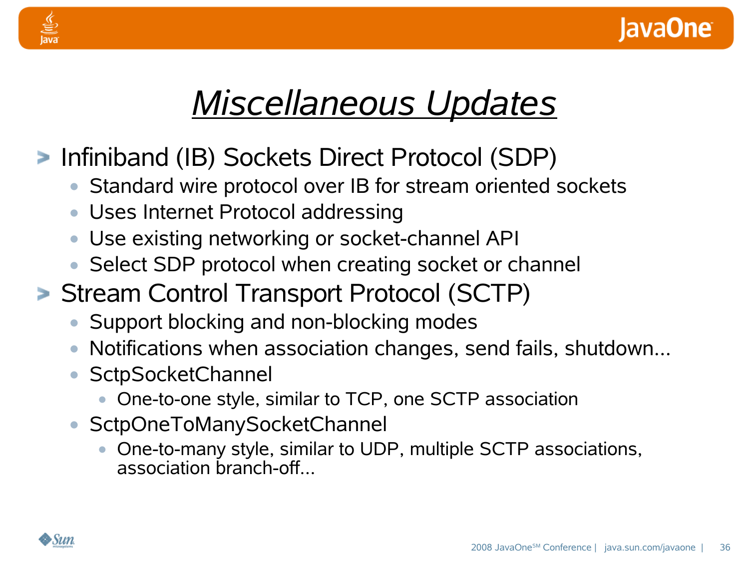# *Miscellaneous Updates*

- Infiniband (IB) Sockets Direct Protocol (SDP)
  - Standard wire protocol over IB for stream oriented sockets
  - Uses Internet Protocol addressing
  - Use existing networking or socket-channel API
  - Select SDP protocol when creating socket or channel
- Stream Control Transport Protocol (SCTP)
  - Support blocking and non-blocking modes
  - Notifications when association changes, send fails, shutdown...
  - SctpSocketChannel
    - One-to-one style, similar to TCP, one SCTP association
  - SctpOneToManySocketChannel
    - One-to-many style, similar to UDP, multiple SCTP associations, association branch-off...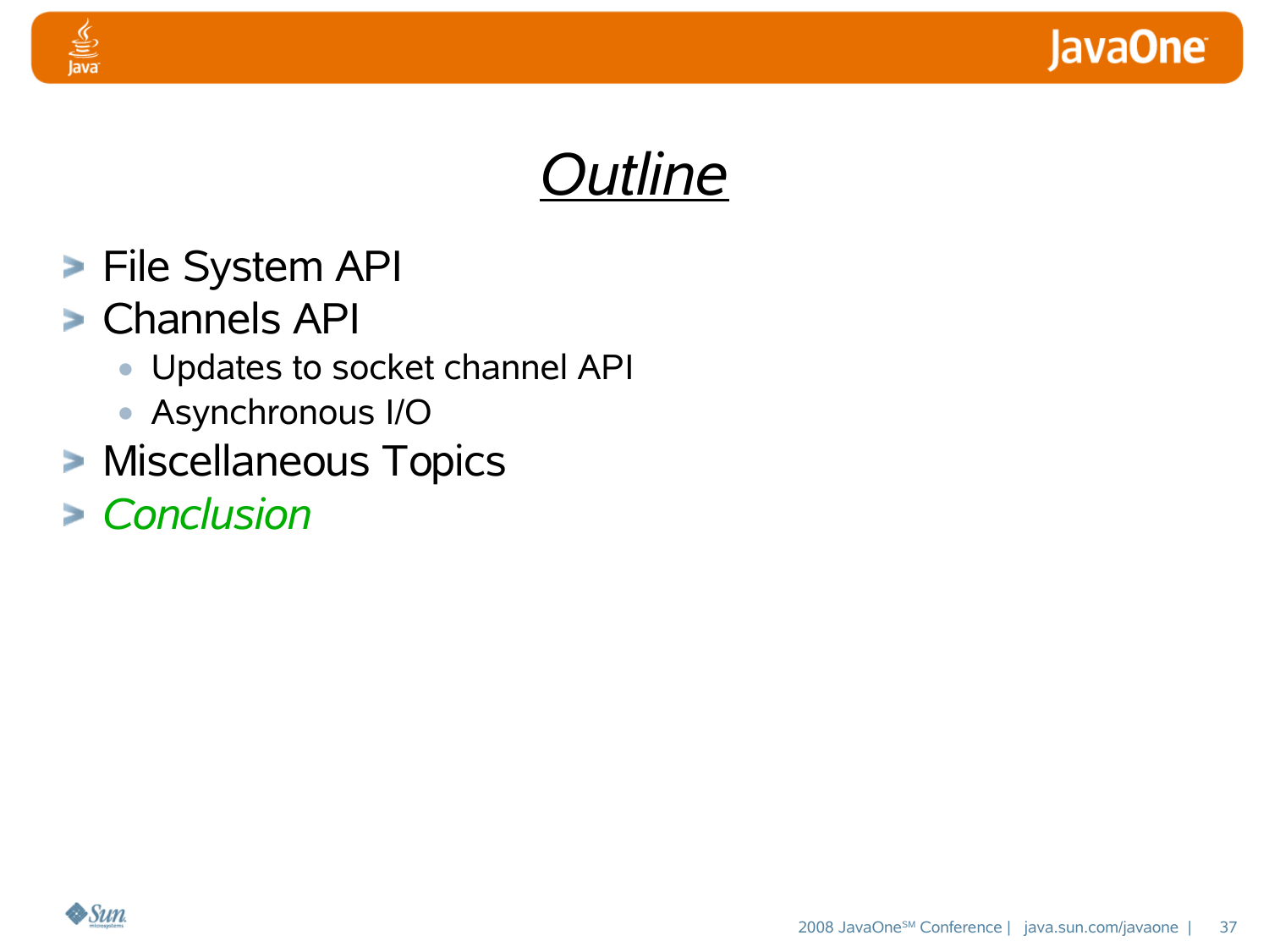# *Outline*

- File System API
- Channels API
  - Updates to socket channel API
  - Asynchronous I/O
- Miscellaneous Topics
- *Conclusion*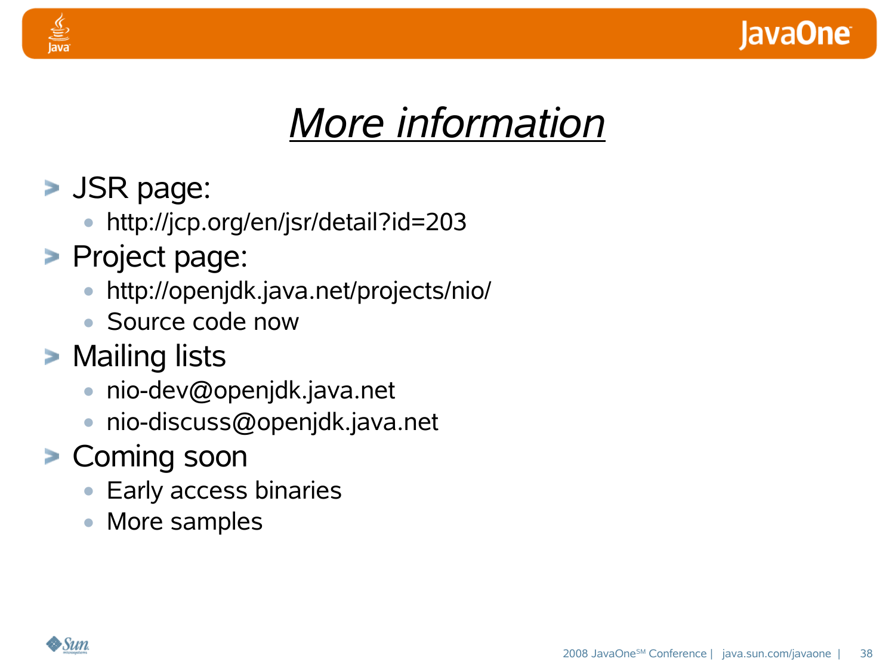# *More information*

- JSR page:
  - http://jcp.org/en/jsr/detail?id=203
- Project page:
  - http://openjdk.java.net/projects/nio/
  - Source code now
- Mailing lists
  - nio-dev@openjdk.java.net
  - nio-discuss@openjdk.java.net
- Coming soon
  - Early access binaries
  - More samples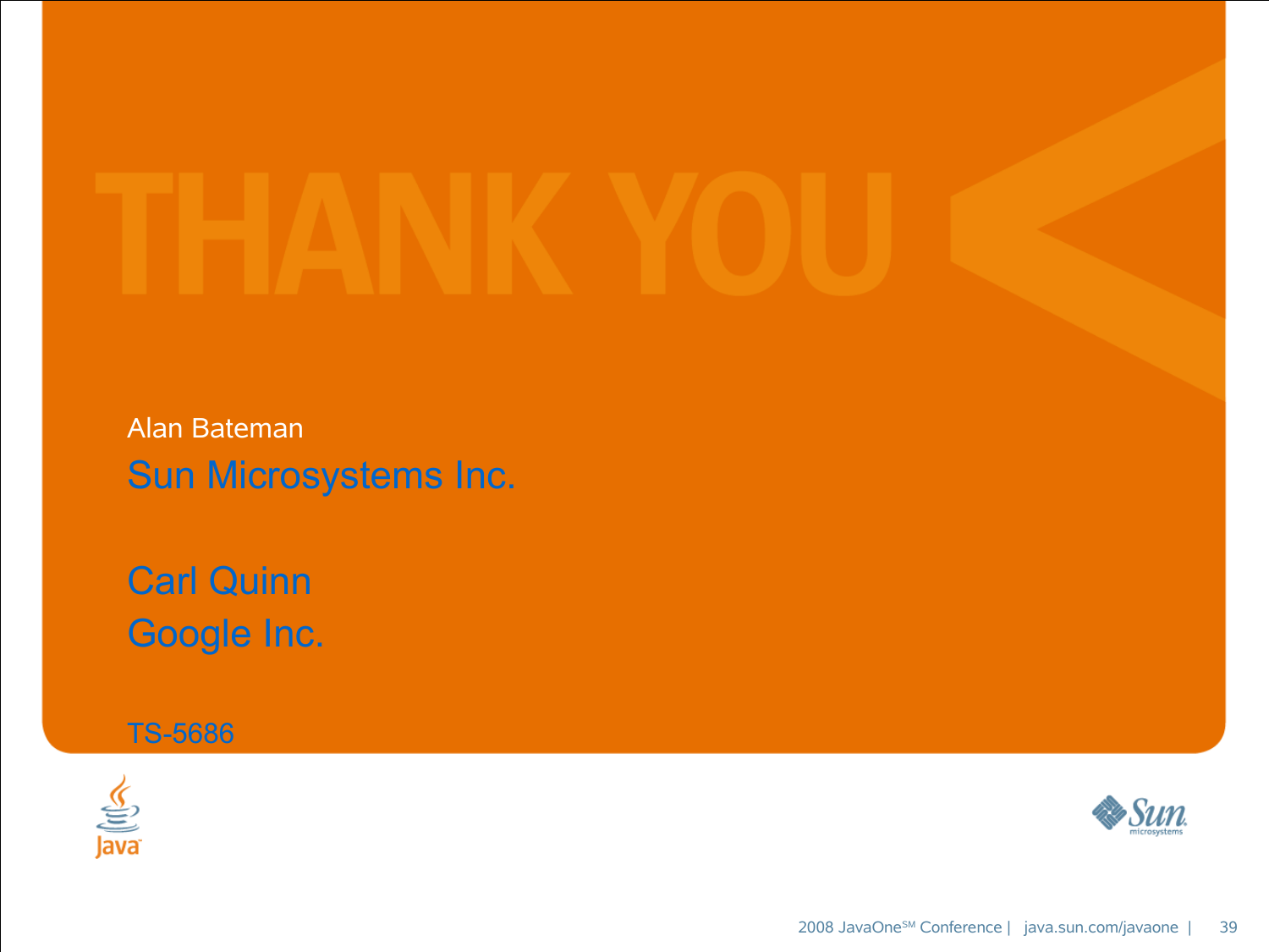# THANK YOU

Alan Bateman

Sun Microsystems Inc.

Carl Quinn

Google Inc.

TS-5686